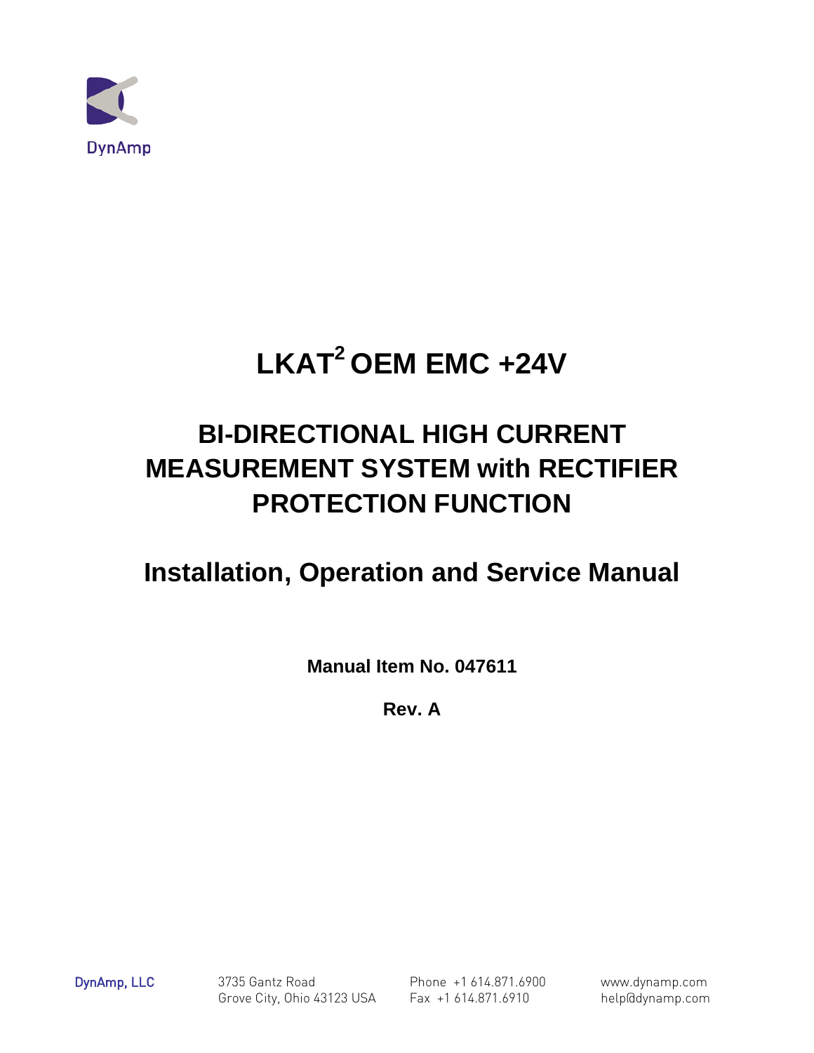DynAmp

# LKAT$^2$ OEM EMC +24V

## BI-DIRECTIONAL HIGH CURRENT MEASUREMENT SYSTEM with RECTIFIER PROTECTION FUNCTION

## Installation, Operation and Service Manual

**Manual Item No. 047611**

**Rev. A**

DynAmp, LLC

3735 Gantz Road
Grove City, Ohio 43123 USA

Phone +1 614.871.6900
Fax +1 614.871.6910

www.dynamp.com
help@dynamp.com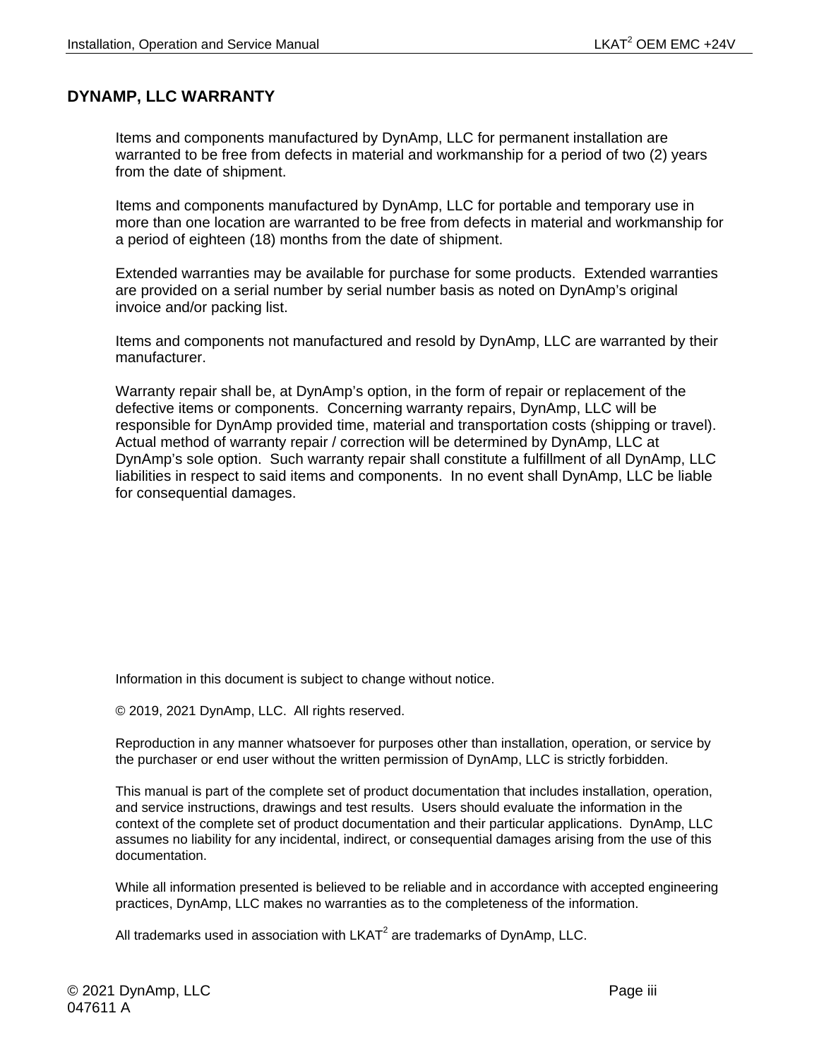## DYNAMP, LLC WARRANTY

Items and components manufactured by DynAmp, LLC for permanent installation are warranted to be free from defects in material and workmanship for a period of two (2) years from the date of shipment.

Items and components manufactured by DynAmp, LLC for portable and temporary use in more than one location are warranted to be free from defects in material and workmanship for a period of eighteen (18) months from the date of shipment.

Extended warranties may be available for purchase for some products. Extended warranties are provided on a serial number by serial number basis as noted on DynAmp's original invoice and/or packing list.

Items and components not manufactured and resold by DynAmp, LLC are warranted by their manufacturer.

Warranty repair shall be, at DynAmp's option, in the form of repair or replacement of the defective items or components. Concerning warranty repairs, DynAmp, LLC will be responsible for DynAmp provided time, material and transportation costs (shipping or travel). Actual method of warranty repair / correction will be determined by DynAmp, LLC at DynAmp's sole option. Such warranty repair shall constitute a fulfillment of all DynAmp, LLC liabilities in respect to said items and components. In no event shall DynAmp, LLC be liable for consequential damages.

Information in this document is subject to change without notice.

© 2019, 2021 DynAmp, LLC. All rights reserved.

Reproduction in any manner whatsoever for purposes other than installation, operation, or service by the purchaser or end user without the written permission of DynAmp, LLC is strictly forbidden.

This manual is part of the complete set of product documentation that includes installation, operation, and service instructions, drawings and test results. Users should evaluate the information in the context of the complete set of product documentation and their particular applications. DynAmp, LLC assumes no liability for any incidental, indirect, or consequential damages arising from the use of this documentation.

While all information presented is believed to be reliable and in accordance with accepted engineering practices, DynAmp, LLC makes no warranties as to the completeness of the information.

All trademarks used in association with LKAT$^2$ are trademarks of DynAmp, LLC.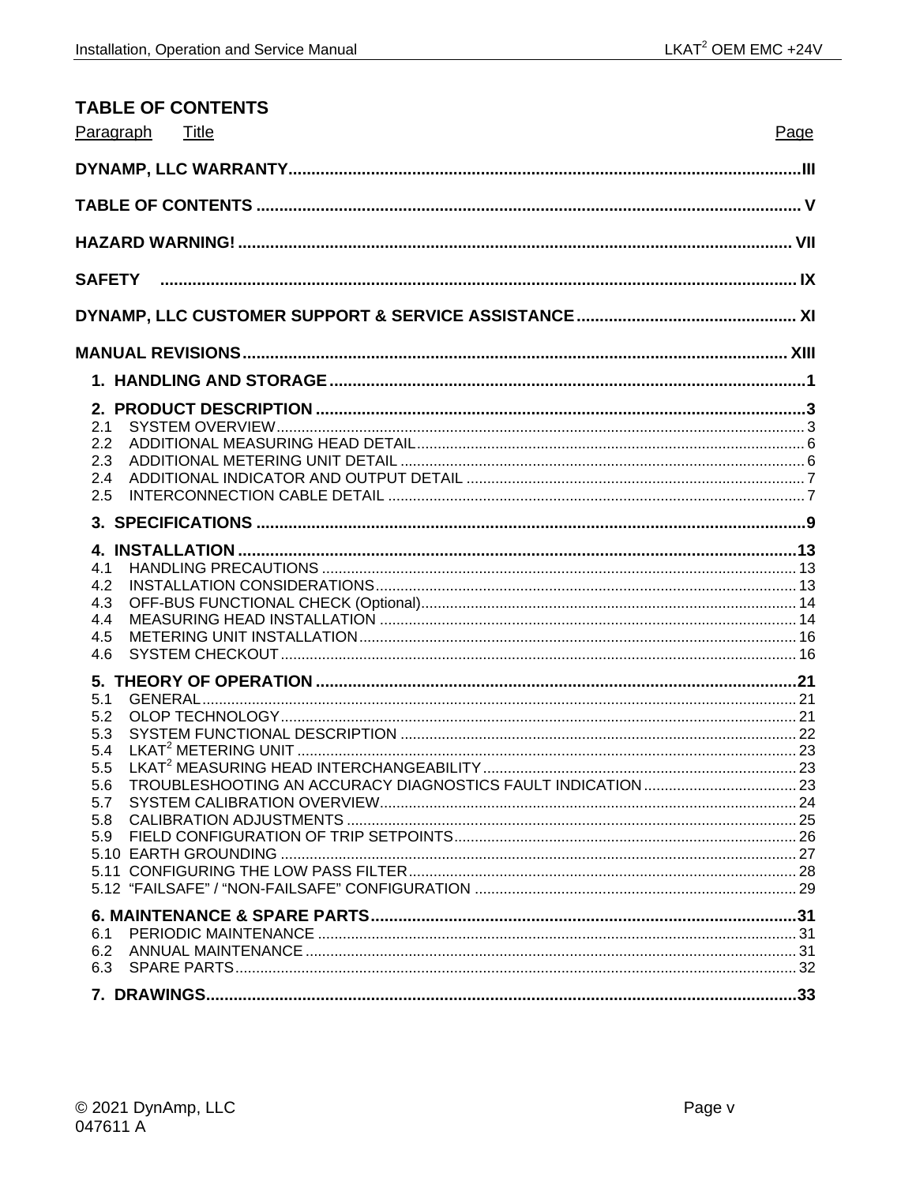# TABLE OF CONTENTS

| Paragraph | Title | Page |
|---|---|---|
| **DYNAMP, LLC WARRANTY** | | **III** |
| **TABLE OF CONTENTS** | | **V** |
| **HAZARD WARNING!** | | **VII** |
| **SAFETY** | | **IX** |
| **DYNAMP, LLC CUSTOMER SUPPORT & SERVICE ASSISTANCE** | | **XI** |
| **MANUAL REVISIONS** | | **XIII** |
| **1.** | **HANDLING AND STORAGE** | **1** |
| **2.** | **PRODUCT DESCRIPTION** | **3** |
| 2.1 | SYSTEM OVERVIEW | 3 |
| 2.2 | ADDITIONAL MEASURING HEAD DETAIL | 6 |
| 2.3 | ADDITIONAL METERING UNIT DETAIL | 6 |
| 2.4 | ADDITIONAL INDICATOR AND OUTPUT DETAIL | 7 |
| 2.5 | INTERCONNECTION CABLE DETAIL | 7 |
| **3.** | **SPECIFICATIONS** | **9** |
| **4.** | **INSTALLATION** | **13** |
| 4.1 | HANDLING PRECAUTIONS | 13 |
| 4.2 | INSTALLATION CONSIDERATIONS | 13 |
| 4.3 | OFF-BUS FUNCTIONAL CHECK (Optional) | 14 |
| 4.4 | MEASURING HEAD INSTALLATION | 14 |
| 4.5 | METERING UNIT INSTALLATION | 16 |
| 4.6 | SYSTEM CHECKOUT | 16 |
| **5.** | **THEORY OF OPERATION** | **21** |
| 5.1 | GENERAL | 21 |
| 5.2 | OLOP TECHNOLOGY | 21 |
| 5.3 | SYSTEM FUNCTIONAL DESCRIPTION | 22 |
| 5.4 | LKAT$^2$ METERING UNIT | 23 |
| 5.5 | LKAT$^2$ MEASURING HEAD INTERCHANGEABILITY | 23 |
| 5.6 | TROUBLESHOOTING AN ACCURACY DIAGNOSTICS FAULT INDICATION | 23 |
| 5.7 | SYSTEM CALIBRATION OVERVIEW | 24 |
| 5.8 | CALIBRATION ADJUSTMENTS | 25 |
| 5.9 | FIELD CONFIGURATION OF TRIP SETPOINTS | 26 |
| 5.10 | EARTH GROUNDING | 27 |
| 5.11 | CONFIGURING THE LOW PASS FILTER | 28 |
| 5.12 | “FAILSAFE” / “NON-FAILSAFE” CONFIGURATION | 29 |
| **6.** | **MAINTENANCE & SPARE PARTS** | **31** |
| 6.1 | PERIODIC MAINTENANCE | 31 |
| 6.2 | ANNUAL MAINTENANCE | 31 |
| 6.3 | SPARE PARTS | 32 |
| **7.** | **DRAWINGS** | **33** |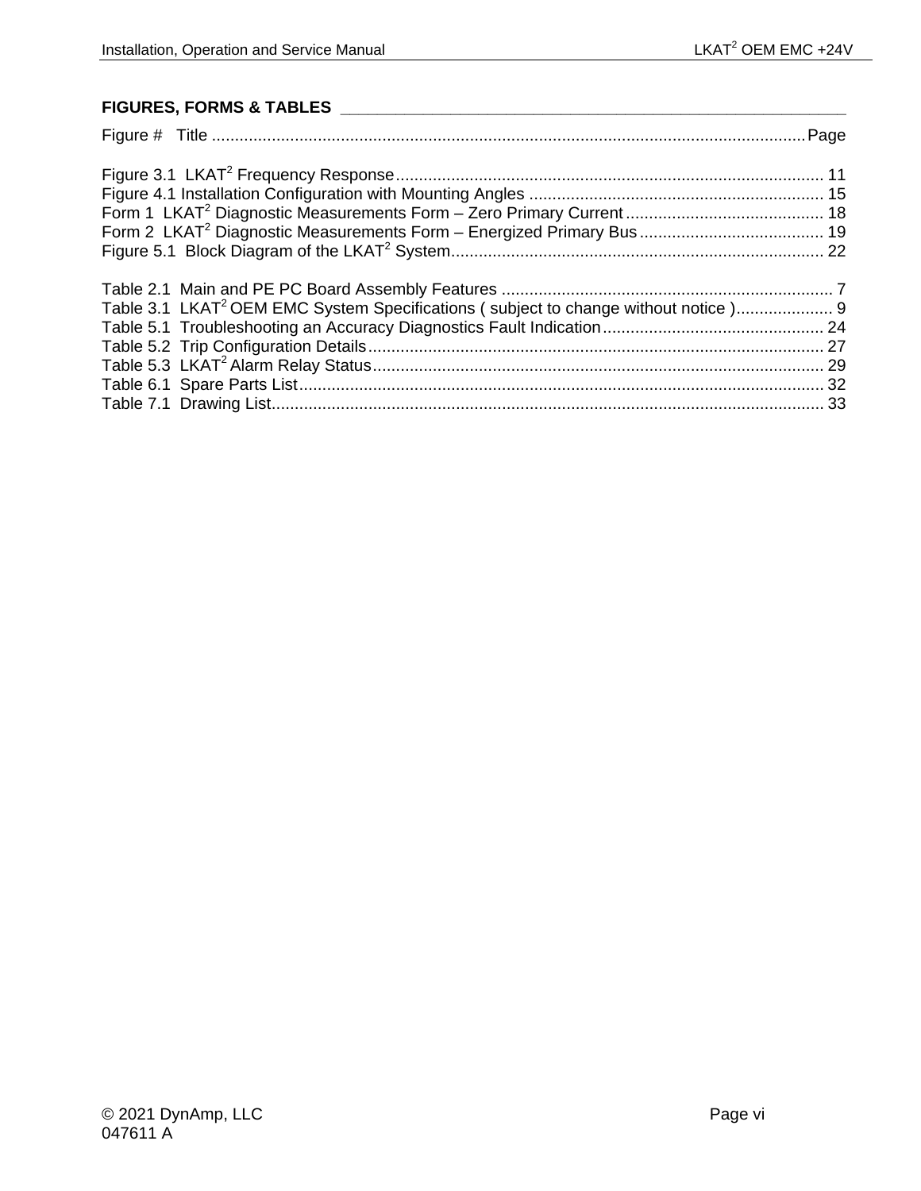## FIGURES, FORMS & TABLES

Figure #   Title ........................................................................................................................ Page

Figure 3.1 LKAT$^2$ Frequency Response ........................................................................................ 11
Figure 4.1 Installation Configuration with Mounting Angles ................................................................ 15
Form 1 LKAT$^2$ Diagnostic Measurements Form – Zero Primary Current ........................................... 18
Form 2 LKAT$^2$ Diagnostic Measurements Form – Energized Primary Bus ........................................ 19
Figure 5.1 Block Diagram of the LKAT$^2$ System ................................................................................ 22

Table 2.1 Main and PE PC Board Assembly Features ........................................................................ 7
Table 3.1 LKAT$^2$ OEM EMC System Specifications ( subject to change without notice ) ..................... 9
Table 5.1 Troubleshooting an Accuracy Diagnostics Fault Indication ................................................ 24
Table 5.2 Trip Configuration Details .................................................................................................. 27
Table 5.3 LKAT$^2$ Alarm Relay Status .................................................................................................. 29
Table 6.1 Spare Parts List ................................................................................................................... 32
Table 7.1 Drawing List ......................................................................................................................... 33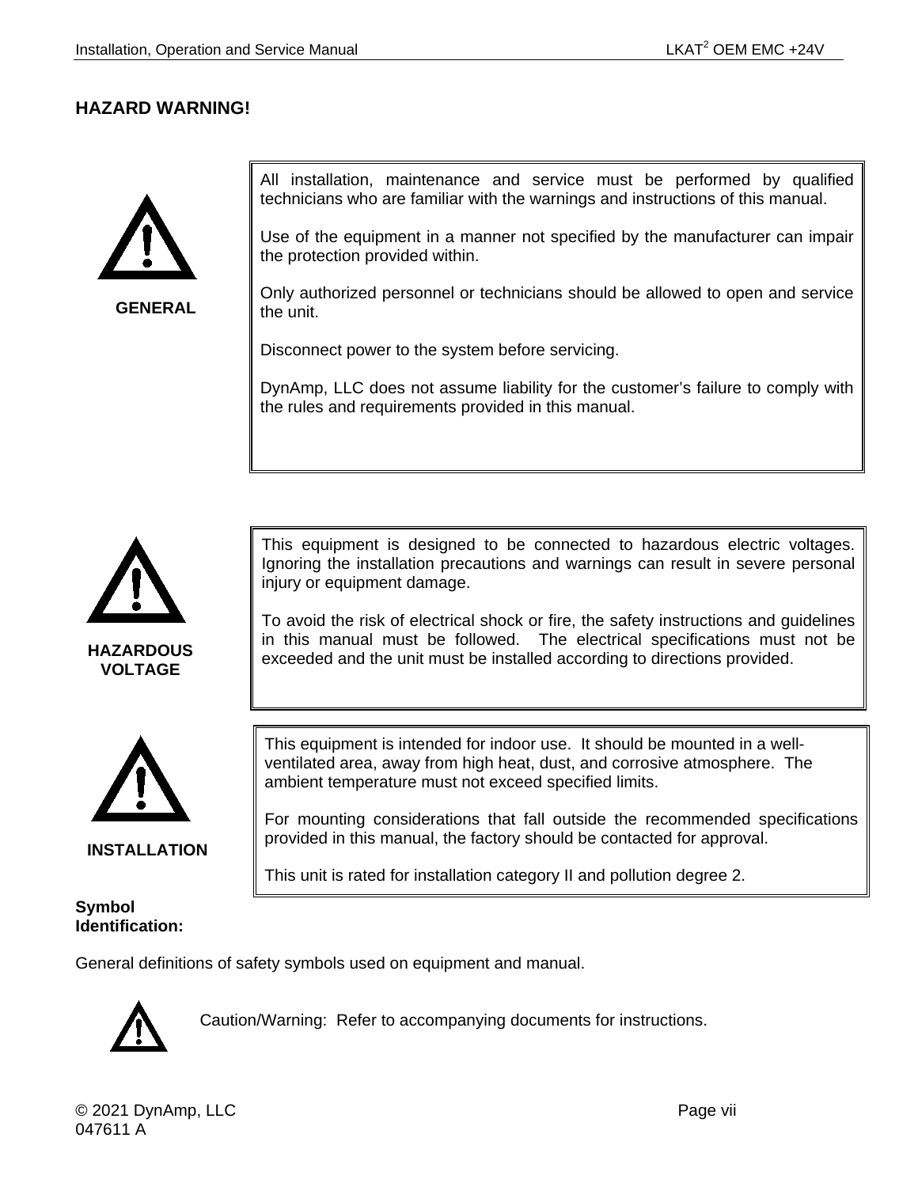## HAZARD WARNING!

**GENERAL**

All installation, maintenance and service must be performed by qualified technicians who are familiar with the warnings and instructions of this manual.

Use of the equipment in a manner not specified by the manufacturer can impair the protection provided within.

Only authorized personnel or technicians should be allowed to open and service the unit.

Disconnect power to the system before servicing.

DynAmp, LLC does not assume liability for the customer's failure to comply with the rules and requirements provided in this manual.

**HAZARDOUS VOLTAGE**

This equipment is designed to be connected to hazardous electric voltages. Ignoring the installation precautions and warnings can result in severe personal injury or equipment damage.

To avoid the risk of electrical shock or fire, the safety instructions and guidelines in this manual must be followed. The electrical specifications must not be exceeded and the unit must be installed according to directions provided.

**INSTALLATION**

This equipment is intended for indoor use. It should be mounted in a well-ventilated area, away from high heat, dust, and corrosive atmosphere. The ambient temperature must not exceed specified limits.

For mounting considerations that fall outside the recommended specifications provided in this manual, the factory should be contacted for approval.

This unit is rated for installation category II and pollution degree 2.

**Symbol Identification:**

General definitions of safety symbols used on equipment and manual.

Caution/Warning: Refer to accompanying documents for instructions.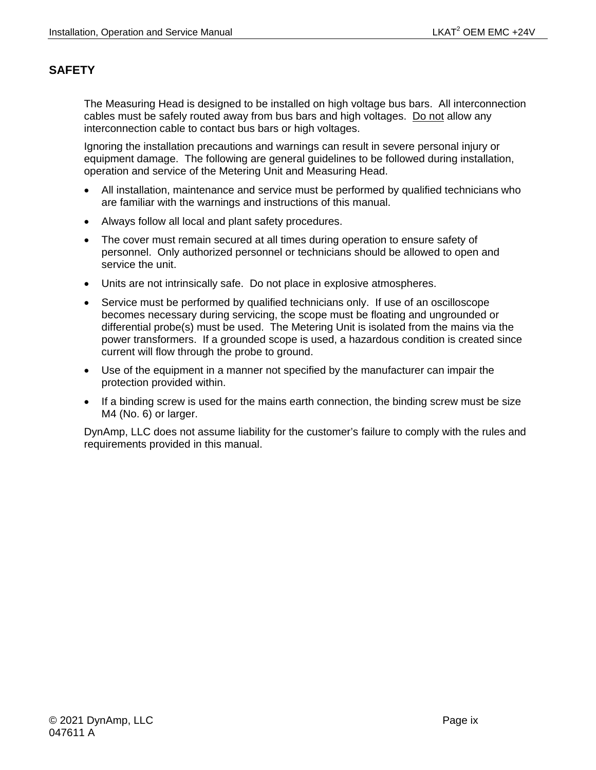# SAFETY

The Measuring Head is designed to be installed on high voltage bus bars. All interconnection cables must be safely routed away from bus bars and high voltages. <u>Do not</u> allow any interconnection cable to contact bus bars or high voltages.

Ignoring the installation precautions and warnings can result in severe personal injury or equipment damage. The following are general guidelines to be followed during installation, operation and service of the Metering Unit and Measuring Head.

- All installation, maintenance and service must be performed by qualified technicians who are familiar with the warnings and instructions of this manual.
- Always follow all local and plant safety procedures.
- The cover must remain secured at all times during operation to ensure safety of personnel. Only authorized personnel or technicians should be allowed to open and service the unit.
- Units are not intrinsically safe. Do not place in explosive atmospheres.
- Service must be performed by qualified technicians only. If use of an oscilloscope becomes necessary during servicing, the scope must be floating and ungrounded or differential probe(s) must be used. The Metering Unit is isolated from the mains via the power transformers. If a grounded scope is used, a hazardous condition is created since current will flow through the probe to ground.
- Use of the equipment in a manner not specified by the manufacturer can impair the protection provided within.
- If a binding screw is used for the mains earth connection, the binding screw must be size M4 (No. 6) or larger.

DynAmp, LLC does not assume liability for the customer's failure to comply with the rules and requirements provided in this manual.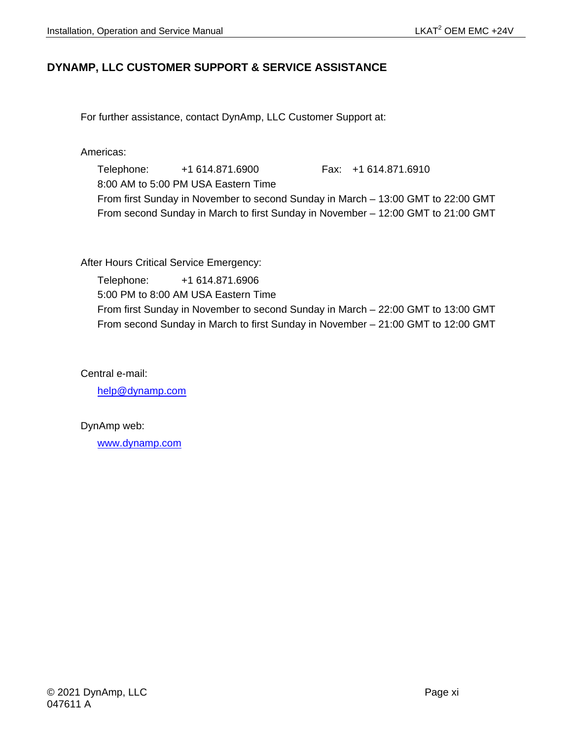## DYNAMP, LLC CUSTOMER SUPPORT & SERVICE ASSISTANCE

For further assistance, contact DynAmp, LLC Customer Support at:

Americas:

Telephone: +1 614.871.6900 Fax: +1 614.871.6910
8:00 AM to 5:00 PM USA Eastern Time
From first Sunday in November to second Sunday in March – 13:00 GMT to 22:00 GMT
From second Sunday in March to first Sunday in November – 12:00 GMT to 21:00 GMT

After Hours Critical Service Emergency:

Telephone: +1 614.871.6906
5:00 PM to 8:00 AM USA Eastern Time
From first Sunday in November to second Sunday in March – 22:00 GMT to 13:00 GMT
From second Sunday in March to first Sunday in November – 21:00 GMT to 12:00 GMT

Central e-mail:

help@dynamp.com

DynAmp web:

www.dynamp.com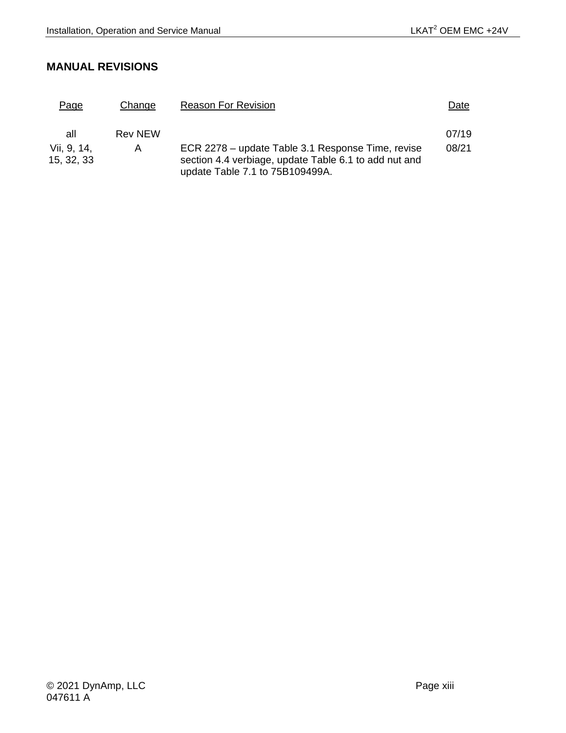## MANUAL REVISIONS

| Page | Change | Reason For Revision | Date |
|---|---|---|---|
| all | Rev NEW | | 07/19 |
| Vii, 9, 14, 15, 32, 33 | A | ECR 2278 – update Table 3.1 Response Time, revise section 4.4 verbiage, update Table 6.1 to add nut and update Table 7.1 to 75B109499A. | 08/21 |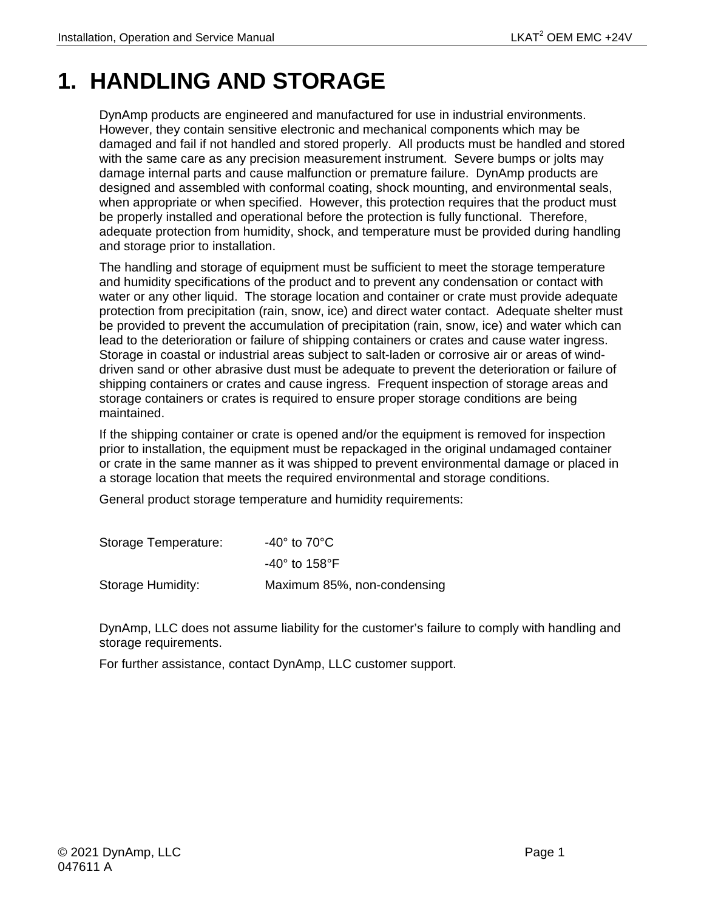# 1. HANDLING AND STORAGE

DynAmp products are engineered and manufactured for use in industrial environments. However, they contain sensitive electronic and mechanical components which may be damaged and fail if not handled and stored properly. All products must be handled and stored with the same care as any precision measurement instrument. Severe bumps or jolts may damage internal parts and cause malfunction or premature failure. DynAmp products are designed and assembled with conformal coating, shock mounting, and environmental seals, when appropriate or when specified. However, this protection requires that the product must be properly installed and operational before the protection is fully functional. Therefore, adequate protection from humidity, shock, and temperature must be provided during handling and storage prior to installation.

The handling and storage of equipment must be sufficient to meet the storage temperature and humidity specifications of the product and to prevent any condensation or contact with water or any other liquid. The storage location and container or crate must provide adequate protection from precipitation (rain, snow, ice) and direct water contact. Adequate shelter must be provided to prevent the accumulation of precipitation (rain, snow, ice) and water which can lead to the deterioration or failure of shipping containers or crates and cause water ingress. Storage in coastal or industrial areas subject to salt-laden or corrosive air or areas of wind-driven sand or other abrasive dust must be adequate to prevent the deterioration or failure of shipping containers or crates and cause ingress. Frequent inspection of storage areas and storage containers or crates is required to ensure proper storage conditions are being maintained.

If the shipping container or crate is opened and/or the equipment is removed for inspection prior to installation, the equipment must be repackaged in the original undamaged container or crate in the same manner as it was shipped to prevent environmental damage or placed in a storage location that meets the required environmental and storage conditions.

General product storage temperature and humidity requirements:

| | |
|---|---|
| Storage Temperature: | -40° to 70°C |
| | -40° to 158°F |
| Storage Humidity: | Maximum 85%, non-condensing |

DynAmp, LLC does not assume liability for the customer's failure to comply with handling and storage requirements.

For further assistance, contact DynAmp, LLC customer support.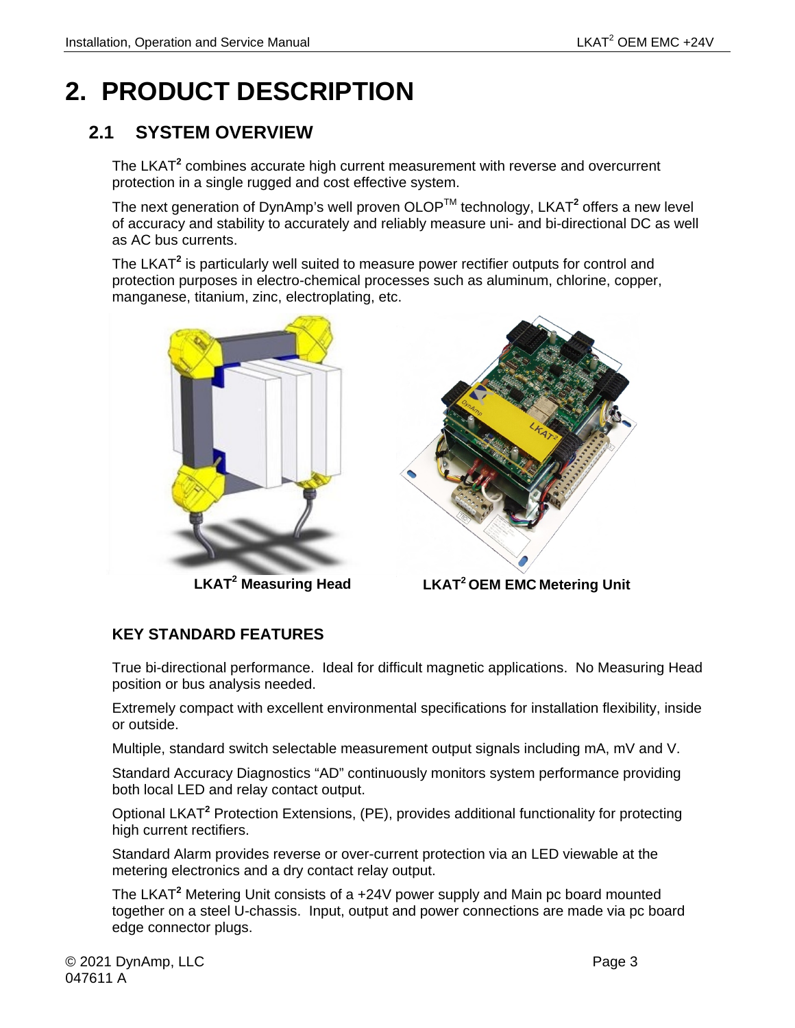# 2. PRODUCT DESCRIPTION

## 2.1 SYSTEM OVERVIEW

The LKAT$^2$ combines accurate high current measurement with reverse and overcurrent protection in a single rugged and cost effective system.

The next generation of DynAmp's well proven OLOP™ technology, LKAT$^2$ offers a new level of accuracy and stability to accurately and reliably measure uni- and bi-directional DC as well as AC bus currents.

The LKAT$^2$ is particularly well suited to measure power rectifier outputs for control and protection purposes in electro-chemical processes such as aluminum, chlorine, copper, manganese, titanium, zinc, electroplating, etc.

**LKAT$^2$ Measuring Head** **LKAT$^2$ OEM EMC Metering Unit**

### KEY STANDARD FEATURES

True bi-directional performance. Ideal for difficult magnetic applications. No Measuring Head position or bus analysis needed.

Extremely compact with excellent environmental specifications for installation flexibility, inside or outside.

Multiple, standard switch selectable measurement output signals including mA, mV and V.

Standard Accuracy Diagnostics "AD" continuously monitors system performance providing both local LED and relay contact output.

Optional LKAT$^2$ Protection Extensions, (PE), provides additional functionality for protecting high current rectifiers.

Standard Alarm provides reverse or over-current protection via an LED viewable at the metering electronics and a dry contact relay output.

The LKAT$^2$ Metering Unit consists of a +24V power supply and Main pc board mounted together on a steel U-chassis. Input, output and power connections are made via pc board edge connector plugs.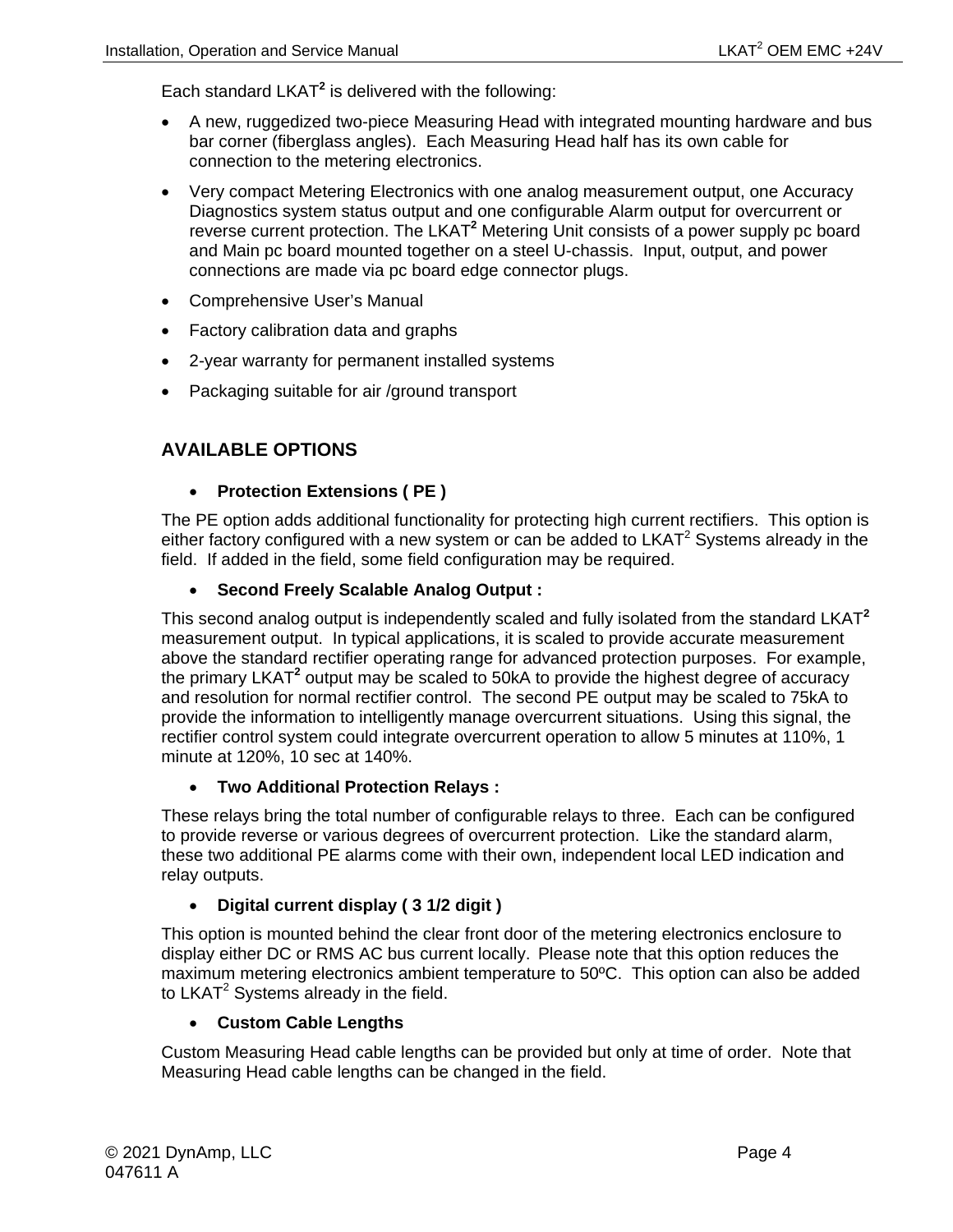Each standard LKAT$^2$ is delivered with the following:

- A new, ruggedized two-piece Measuring Head with integrated mounting hardware and bus bar corner (fiberglass angles). Each Measuring Head half has its own cable for connection to the metering electronics.
- Very compact Metering Electronics with one analog measurement output, one Accuracy Diagnostics system status output and one configurable Alarm output for overcurrent or reverse current protection. The LKAT$^2$ Metering Unit consists of a power supply pc board and Main pc board mounted together on a steel U-chassis. Input, output, and power connections are made via pc board edge connector plugs.
- Comprehensive User's Manual
- Factory calibration data and graphs
- 2-year warranty for permanent installed systems
- Packaging suitable for air /ground transport

## AVAILABLE OPTIONS

- **Protection Extensions ( PE )**

The PE option adds additional functionality for protecting high current rectifiers. This option is either factory configured with a new system or can be added to LKAT$^2$ Systems already in the field. If added in the field, some field configuration may be required.

- **Second Freely Scalable Analog Output :**

This second analog output is independently scaled and fully isolated from the standard LKAT$^2$ measurement output. In typical applications, it is scaled to provide accurate measurement above the standard rectifier operating range for advanced protection purposes. For example, the primary LKAT$^2$ output may be scaled to 50kA to provide the highest degree of accuracy and resolution for normal rectifier control. The second PE output may be scaled to 75kA to provide the information to intelligently manage overcurrent situations. Using this signal, the rectifier control system could integrate overcurrent operation to allow 5 minutes at 110%, 1 minute at 120%, 10 sec at 140%.

- **Two Additional Protection Relays :**

These relays bring the total number of configurable relays to three. Each can be configured to provide reverse or various degrees of overcurrent protection. Like the standard alarm, these two additional PE alarms come with their own, independent local LED indication and relay outputs.

- **Digital current display ( 3 1/2 digit )**

This option is mounted behind the clear front door of the metering electronics enclosure to display either DC or RMS AC bus current locally. Please note that this option reduces the maximum metering electronics ambient temperature to 50ºC. This option can also be added to LKAT$^2$ Systems already in the field.

- **Custom Cable Lengths**

Custom Measuring Head cable lengths can be provided but only at time of order. Note that Measuring Head cable lengths can be changed in the field.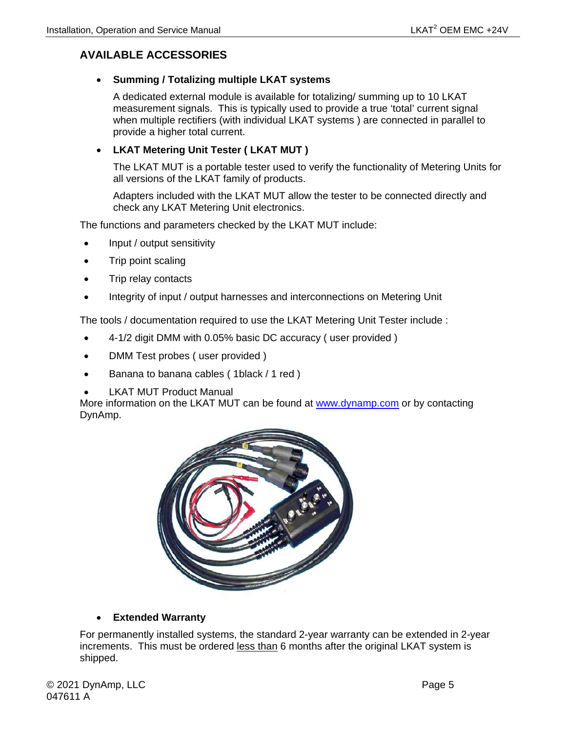## AVAILABLE ACCESSORIES

- **Summing / Totalizing multiple LKAT systems**

  A dedicated external module is available for totalizing/ summing up to 10 LKAT measurement signals. This is typically used to provide a true 'total' current signal when multiple rectifiers (with individual LKAT systems ) are connected in parallel to provide a higher total current.

- **LKAT Metering Unit Tester ( LKAT MUT )**

  The LKAT MUT is a portable tester used to verify the functionality of Metering Units for all versions of the LKAT family of products.

  Adapters included with the LKAT MUT allow the tester to be connected directly and check any LKAT Metering Unit electronics.

The functions and parameters checked by the LKAT MUT include:

- Input / output sensitivity
- Trip point scaling
- Trip relay contacts
- Integrity of input / output harnesses and interconnections on Metering Unit

The tools / documentation required to use the LKAT Metering Unit Tester include :

- 4-1/2 digit DMM with 0.05% basic DC accuracy ( user provided )
- DMM Test probes ( user provided )
- Banana to banana cables ( 1black / 1 red )
- LKAT MUT Product Manual

More information on the LKAT MUT can be found at www.dynamp.com or by contacting DynAmp.

- **Extended Warranty**

For permanently installed systems, the standard 2-year warranty can be extended in 2-year increments. This must be ordered less than 6 months after the original LKAT system is shipped.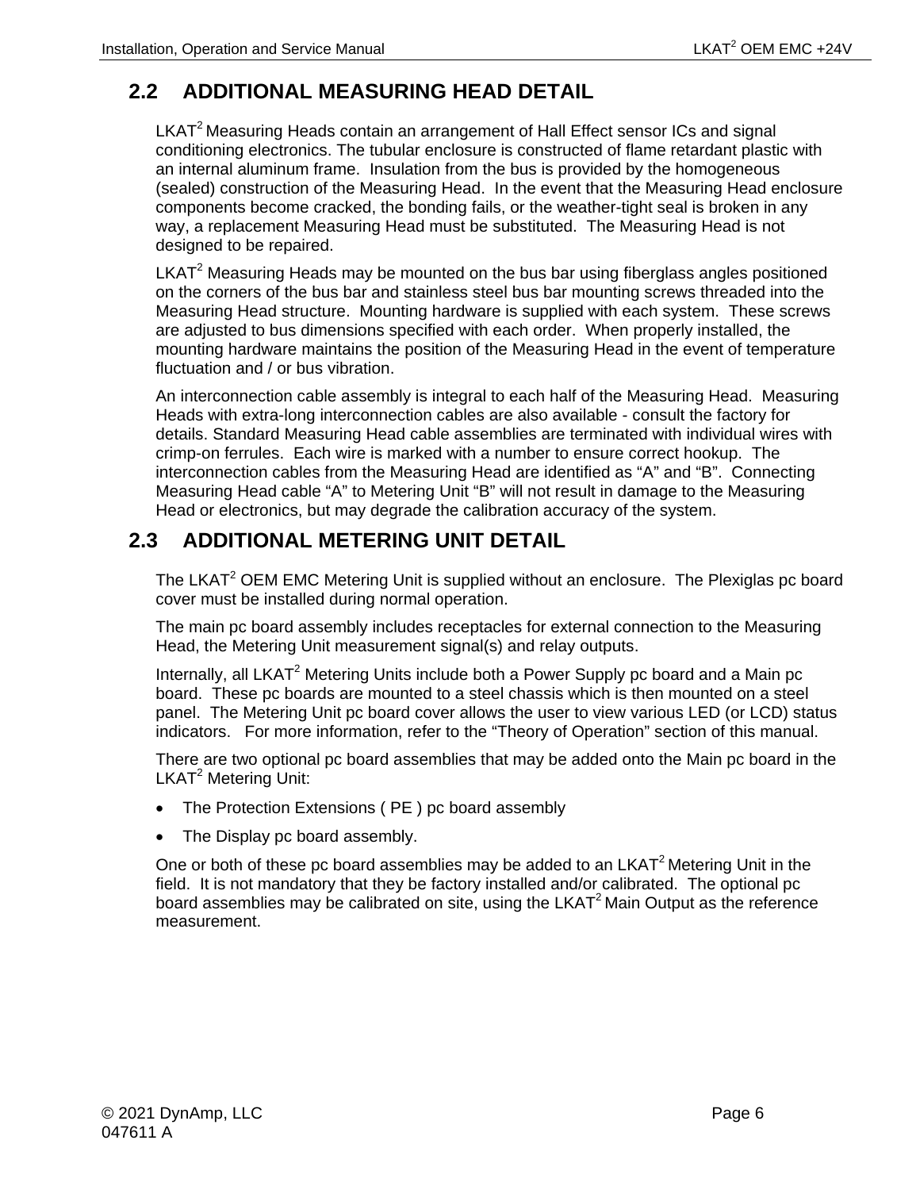## 2.2 ADDITIONAL MEASURING HEAD DETAIL

LKAT$^2$ Measuring Heads contain an arrangement of Hall Effect sensor ICs and signal conditioning electronics. The tubular enclosure is constructed of flame retardant plastic with an internal aluminum frame. Insulation from the bus is provided by the homogeneous (sealed) construction of the Measuring Head. In the event that the Measuring Head enclosure components become cracked, the bonding fails, or the weather-tight seal is broken in any way, a replacement Measuring Head must be substituted. The Measuring Head is not designed to be repaired.

LKAT$^2$ Measuring Heads may be mounted on the bus bar using fiberglass angles positioned on the corners of the bus bar and stainless steel bus bar mounting screws threaded into the Measuring Head structure. Mounting hardware is supplied with each system. These screws are adjusted to bus dimensions specified with each order. When properly installed, the mounting hardware maintains the position of the Measuring Head in the event of temperature fluctuation and / or bus vibration.

An interconnection cable assembly is integral to each half of the Measuring Head. Measuring Heads with extra-long interconnection cables are also available - consult the factory for details. Standard Measuring Head cable assemblies are terminated with individual wires with crimp-on ferrules. Each wire is marked with a number to ensure correct hookup. The interconnection cables from the Measuring Head are identified as “A” and “B”. Connecting Measuring Head cable “A” to Metering Unit “B” will not result in damage to the Measuring Head or electronics, but may degrade the calibration accuracy of the system.

## 2.3 ADDITIONAL METERING UNIT DETAIL

The LKAT$^2$ OEM EMC Metering Unit is supplied without an enclosure. The Plexiglas pc board cover must be installed during normal operation.

The main pc board assembly includes receptacles for external connection to the Measuring Head, the Metering Unit measurement signal(s) and relay outputs.

Internally, all LKAT$^2$ Metering Units include both a Power Supply pc board and a Main pc board. These pc boards are mounted to a steel chassis which is then mounted on a steel panel. The Metering Unit pc board cover allows the user to view various LED (or LCD) status indicators. For more information, refer to the “Theory of Operation” section of this manual.

There are two optional pc board assemblies that may be added onto the Main pc board in the LKAT$^2$ Metering Unit:

- The Protection Extensions ( PE ) pc board assembly
- The Display pc board assembly.

One or both of these pc board assemblies may be added to an LKAT$^2$ Metering Unit in the field. It is not mandatory that they be factory installed and/or calibrated. The optional pc board assemblies may be calibrated on site, using the LKAT$^2$ Main Output as the reference measurement.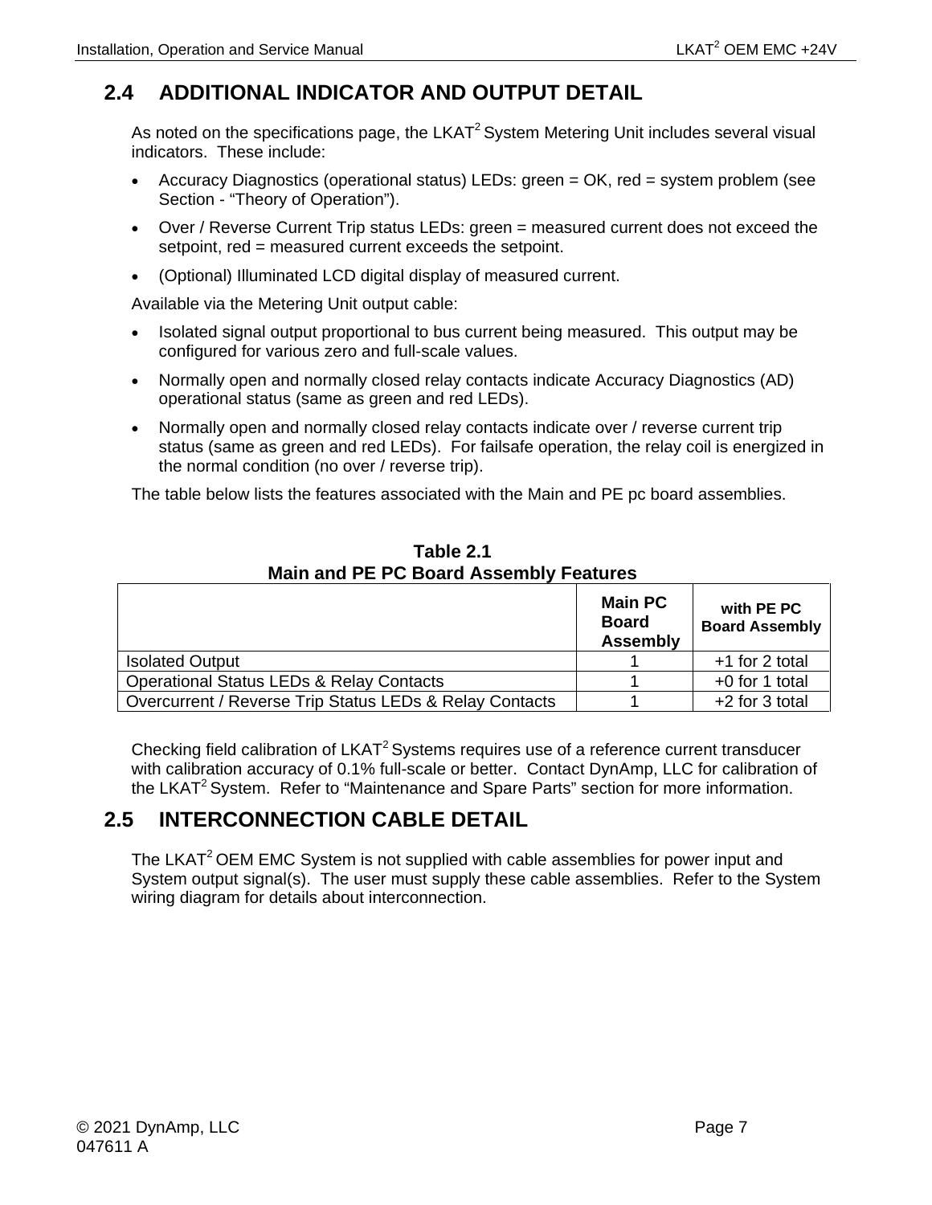## 2.4 ADDITIONAL INDICATOR AND OUTPUT DETAIL

As noted on the specifications page, the LKAT$^2$ System Metering Unit includes several visual indicators. These include:

- Accuracy Diagnostics (operational status) LEDs: green = OK, red = system problem (see Section - "Theory of Operation").
- Over / Reverse Current Trip status LEDs: green = measured current does not exceed the setpoint, red = measured current exceeds the setpoint.
- (Optional) Illuminated LCD digital display of measured current.

Available via the Metering Unit output cable:

- Isolated signal output proportional to bus current being measured. This output may be configured for various zero and full-scale values.
- Normally open and normally closed relay contacts indicate Accuracy Diagnostics (AD) operational status (same as green and red LEDs).
- Normally open and normally closed relay contacts indicate over / reverse current trip status (same as green and red LEDs). For failsafe operation, the relay coil is energized in the normal condition (no over / reverse trip).

The table below lists the features associated with the Main and PE pc board assemblies.

**Table 2.1**
**Main and PE PC Board Assembly Features**

| | Main PC Board Assembly | with PE PC Board Assembly |
|---|---|---|
| Isolated Output | 1 | +1 for 2 total |
| Operational Status LEDs & Relay Contacts | 1 | +0 for 1 total |
| Overcurrent / Reverse Trip Status LEDs & Relay Contacts | 1 | +2 for 3 total |

Checking field calibration of LKAT$^2$ Systems requires use of a reference current transducer with calibration accuracy of 0.1% full-scale or better. Contact DynAmp, LLC for calibration of the LKAT$^2$ System. Refer to "Maintenance and Spare Parts" section for more information.

## 2.5 INTERCONNECTION CABLE DETAIL

The LKAT$^2$ OEM EMC System is not supplied with cable assemblies for power input and System output signal(s). The user must supply these cable assemblies. Refer to the System wiring diagram for details about interconnection.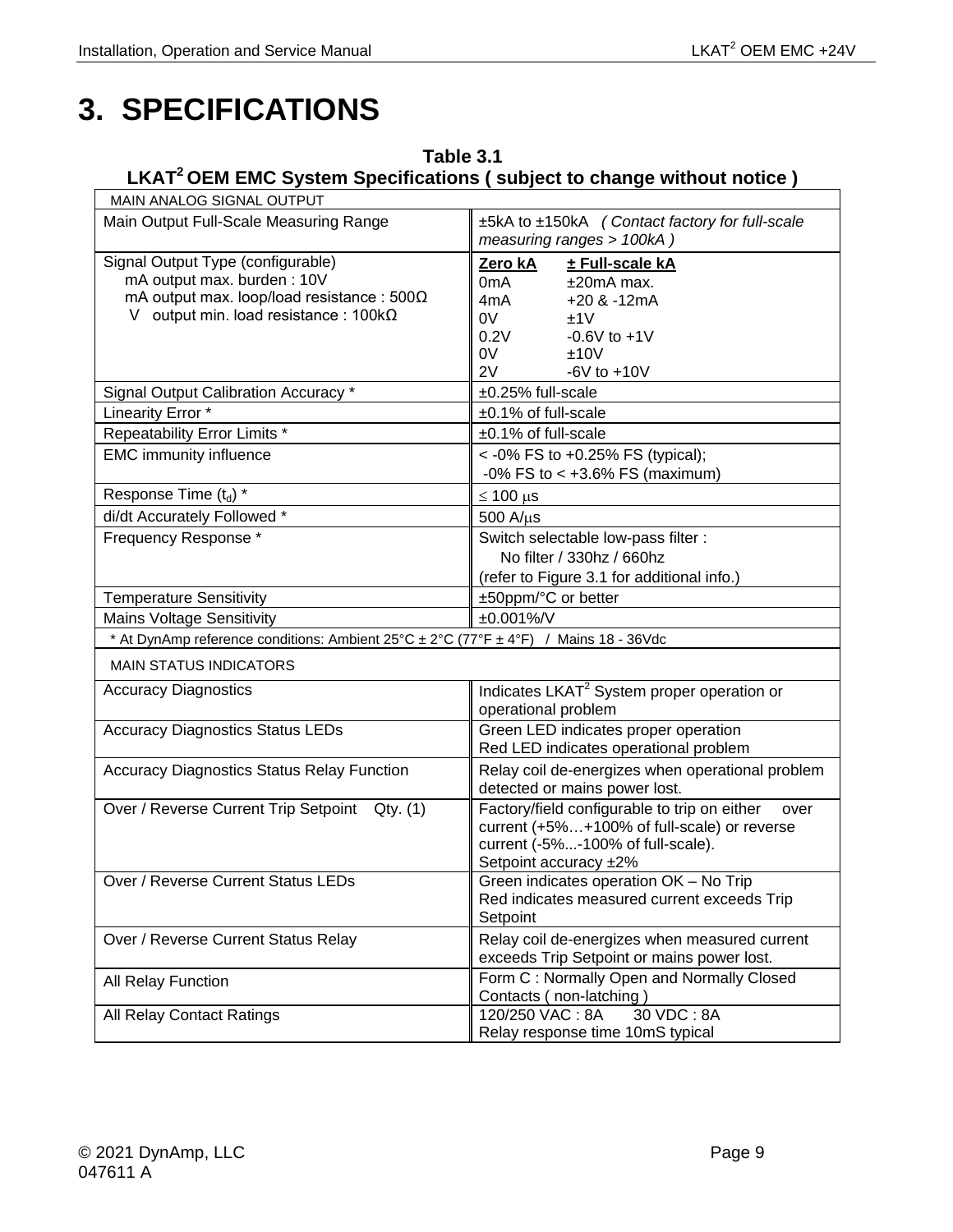# 3. SPECIFICATIONS

**Table 3.1**
**LKAT$^2$ OEM EMC System Specifications ( subject to change without notice )**

| MAIN ANALOG SIGNAL OUTPUT | |
|---|---|
| Main Output Full-Scale Measuring Range | ±5kA to ±150kA *( Contact factory for full-scale measuring ranges > 100kA )* |
| Signal Output Type (configurable)<br>mA output max. burden : 10V<br>mA output max. loop/load resistance : 500Ω<br>V output min. load resistance : 100kΩ | **Zero kA** / **± Full-scale kA**<br>0mA / ±20mA max.<br>4mA / +20 & -12mA<br>0V / ±1V<br>0.2V / -0.6V to +1V<br>0V / ±10V<br>2V / -6V to +10V |
| Signal Output Calibration Accuracy * | ±0.25% full-scale |
| Linearity Error * | ±0.1% of full-scale |
| Repeatability Error Limits * | ±0.1% of full-scale |
| EMC immunity influence | < -0% FS to +0.25% FS (typical);<br>-0% FS to < +3.6% FS (maximum) |
| Response Time ($t_d$) * | ≤ 100 μs |
| di/dt Accurately Followed * | 500 A/μs |
| Frequency Response * | Switch selectable low-pass filter :<br>No filter / 330hz / 660hz<br>(refer to Figure 3.1 for additional info.) |
| Temperature Sensitivity | ±50ppm/°C or better |
| Mains Voltage Sensitivity | ±0.001%/V |
| * At DynAmp reference conditions: Ambient 25°C ± 2°C (77°F ± 4°F) / Mains 18 - 36Vdc | |
| MAIN STATUS INDICATORS | |
| Accuracy Diagnostics | Indicates LKAT$^2$ System proper operation or operational problem |
| Accuracy Diagnostics Status LEDs | Green LED indicates proper operation<br>Red LED indicates operational problem |
| Accuracy Diagnostics Status Relay Function | Relay coil de-energizes when operational problem detected or mains power lost. |
| Over / Reverse Current Trip Setpoint Qty. (1) | Factory/field configurable to trip on either over current (+5%…+100% of full-scale) or reverse current (-5%...-100% of full-scale).<br>Setpoint accuracy ±2% |
| Over / Reverse Current Status LEDs | Green indicates operation OK – No Trip<br>Red indicates measured current exceeds Trip Setpoint |
| Over / Reverse Current Status Relay | Relay coil de-energizes when measured current exceeds Trip Setpoint or mains power lost. |
| All Relay Function | Form C : Normally Open and Normally Closed Contacts ( non-latching ) |
| All Relay Contact Ratings | 120/250 VAC : 8A 30 VDC : 8A<br>Relay response time 10mS typical |

© 2021 DynAmp, LLC
047611 A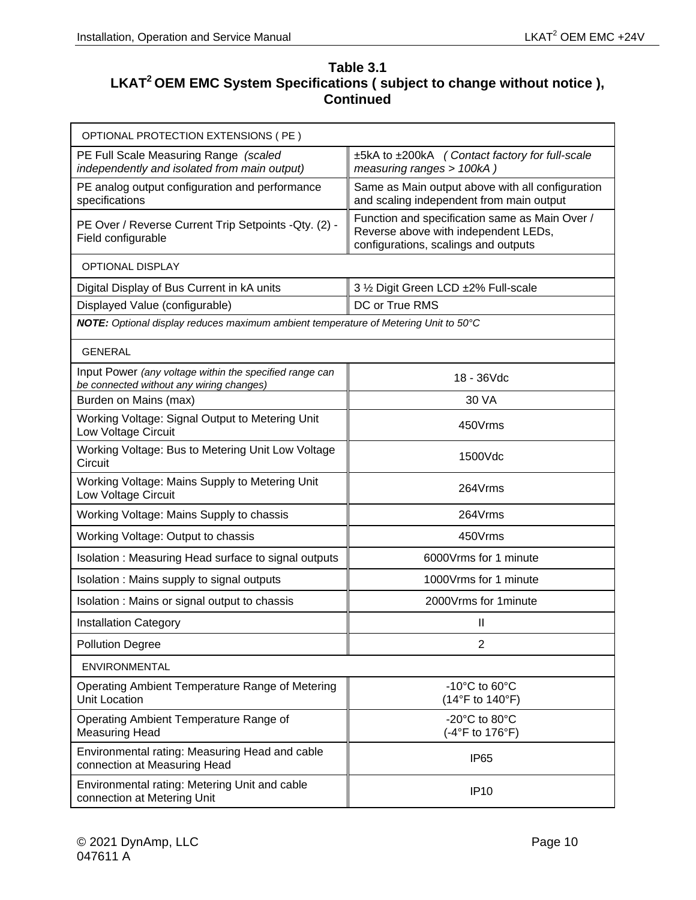**Table 3.1**
**LKAT[2] OEM EMC System Specifications ( subject to change without notice ), Continued**

| OPTIONAL PROTECTION EXTENSIONS ( PE ) | |
|---|---|
| PE Full Scale Measuring Range *(scaled independently and isolated from main output)* | ±5kA to ±200kA *( Contact factory for full-scale measuring ranges > 100kA )* |
| PE analog output configuration and performance specifications | Same as Main output above with all configuration and scaling independent from main output |
| PE Over / Reverse Current Trip Setpoints -Qty. (2) - Field configurable | Function and specification same as Main Over / Reverse above with independent LEDs, configurations, scalings and outputs |
| OPTIONAL DISPLAY | |
| Digital Display of Bus Current in kA units | 3 ½ Digit Green LCD ±2% Full-scale |
| Displayed Value (configurable) | DC or True RMS |
| ***NOTE:*** *Optional display reduces maximum ambient temperature of Metering Unit to 50°C* | |
| GENERAL | |
| Input Power *(any voltage within the specified range can be connected without any wiring changes)* | 18 - 36Vdc |
| Burden on Mains (max) | 30 VA |
| Working Voltage: Signal Output to Metering Unit Low Voltage Circuit | 450Vrms |
| Working Voltage: Bus to Metering Unit Low Voltage Circuit | 1500Vdc |
| Working Voltage: Mains Supply to Metering Unit Low Voltage Circuit | 264Vrms |
| Working Voltage: Mains Supply to chassis | 264Vrms |
| Working Voltage: Output to chassis | 450Vrms |
| Isolation : Measuring Head surface to signal outputs | 6000Vrms for 1 minute |
| Isolation : Mains supply to signal outputs | 1000Vrms for 1 minute |
| Isolation : Mains or signal output to chassis | 2000Vrms for 1minute |
| Installation Category | II |
| Pollution Degree | 2 |
| ENVIRONMENTAL | |
| Operating Ambient Temperature Range of Metering Unit Location | -10°C to 60°C (14°F to 140°F) |
| Operating Ambient Temperature Range of Measuring Head | -20°C to 80°C (-4°F to 176°F) |
| Environmental rating: Measuring Head and cable connection at Measuring Head | IP65 |
| Environmental rating: Metering Unit and cable connection at Metering Unit | IP10 |

© 2021 DynAmp, LLC
047611 A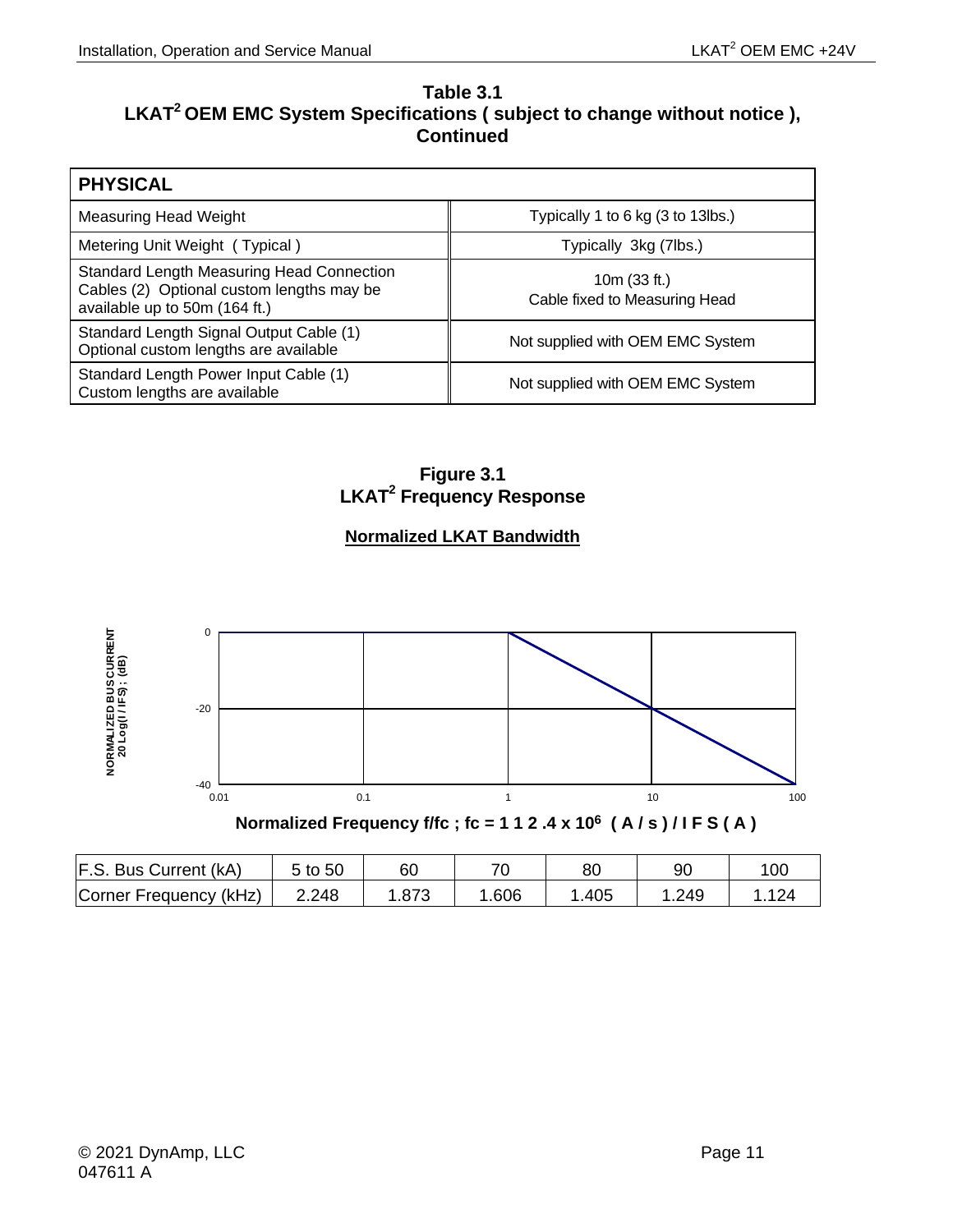## Table 3.1
## LKAT[2] OEM EMC System Specifications ( subject to change without notice ), Continued

| PHYSICAL | |
|---|---|
| Measuring Head Weight | Typically 1 to 6 kg (3 to 13lbs.) |
| Metering Unit Weight ( Typical ) | Typically 3kg (7lbs.) |
| Standard Length Measuring Head Connection Cables (2) Optional custom lengths may be available up to 50m (164 ft.) | 10m (33 ft.) Cable fixed to Measuring Head |
| Standard Length Signal Output Cable (1) Optional custom lengths are available | Not supplied with OEM EMC System |
| Standard Length Power Input Cable (1) Custom lengths are available | Not supplied with OEM EMC System |

## Figure 3.1
## LKAT[2] Frequency Response

**Normalized LKAT Bandwidth**

NORMALIZED BUS CURRENT 20 Log(I / IFS) ; (dB)

0

-20

-40

0.01 0.1 1 10 100

**Normalized Frequency f/fc ; fc = 1 1 2 .4 x 10$^{6}$ ( A / s ) / I F S ( A )**

| F.S. Bus Current (kA) | 5 to 50 | 60 | 70 | 80 | 90 | 100 |
|---|---|---|---|---|---|---|
| Corner Frequency (kHz) | 2.248 | 1.873 | 1.606 | 1.405 | 1.249 | 1.124 |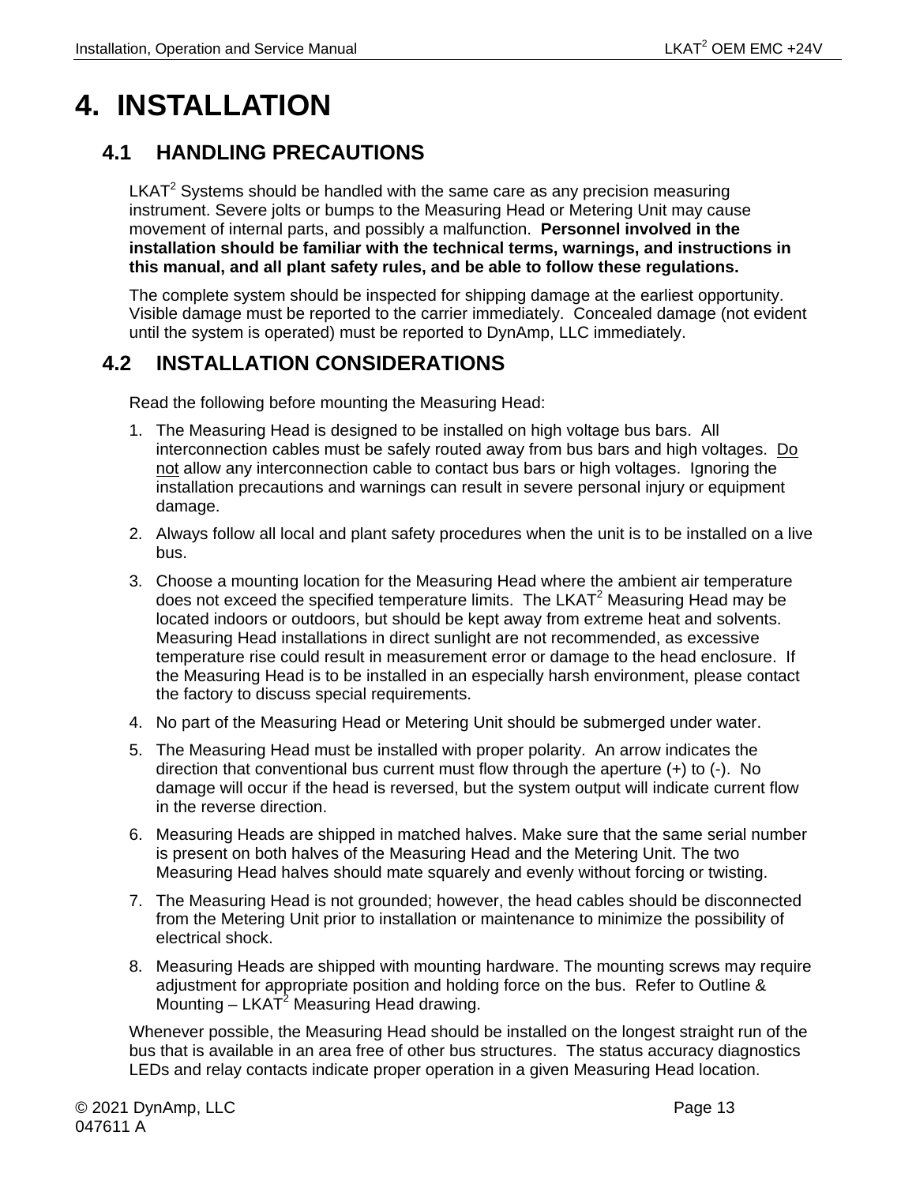# 4. INSTALLATION

## 4.1 HANDLING PRECAUTIONS

LKAT$^2$ Systems should be handled with the same care as any precision measuring instrument. Severe jolts or bumps to the Measuring Head or Metering Unit may cause movement of internal parts, and possibly a malfunction. **Personnel involved in the installation should be familiar with the technical terms, warnings, and instructions in this manual, and all plant safety rules, and be able to follow these regulations.**

The complete system should be inspected for shipping damage at the earliest opportunity. Visible damage must be reported to the carrier immediately. Concealed damage (not evident until the system is operated) must be reported to DynAmp, LLC immediately.

## 4.2 INSTALLATION CONSIDERATIONS

Read the following before mounting the Measuring Head:

1. The Measuring Head is designed to be installed on high voltage bus bars. All interconnection cables must be safely routed away from bus bars and high voltages. <u>Do not</u> allow any interconnection cable to contact bus bars or high voltages. Ignoring the installation precautions and warnings can result in severe personal injury or equipment damage.
2. Always follow all local and plant safety procedures when the unit is to be installed on a live bus.
3. Choose a mounting location for the Measuring Head where the ambient air temperature does not exceed the specified temperature limits. The LKAT$^2$ Measuring Head may be located indoors or outdoors, but should be kept away from extreme heat and solvents. Measuring Head installations in direct sunlight are not recommended, as excessive temperature rise could result in measurement error or damage to the head enclosure. If the Measuring Head is to be installed in an especially harsh environment, please contact the factory to discuss special requirements.
4. No part of the Measuring Head or Metering Unit should be submerged under water.
5. The Measuring Head must be installed with proper polarity. An arrow indicates the direction that conventional bus current must flow through the aperture (+) to (-). No damage will occur if the head is reversed, but the system output will indicate current flow in the reverse direction.
6. Measuring Heads are shipped in matched halves. Make sure that the same serial number is present on both halves of the Measuring Head and the Metering Unit. The two Measuring Head halves should mate squarely and evenly without forcing or twisting.
7. The Measuring Head is not grounded; however, the head cables should be disconnected from the Metering Unit prior to installation or maintenance to minimize the possibility of electrical shock.
8. Measuring Heads are shipped with mounting hardware. The mounting screws may require adjustment for appropriate position and holding force on the bus. Refer to Outline & Mounting – LKAT$^2$ Measuring Head drawing.

Whenever possible, the Measuring Head should be installed on the longest straight run of the bus that is available in an area free of other bus structures. The status accuracy diagnostics LEDs and relay contacts indicate proper operation in a given Measuring Head location.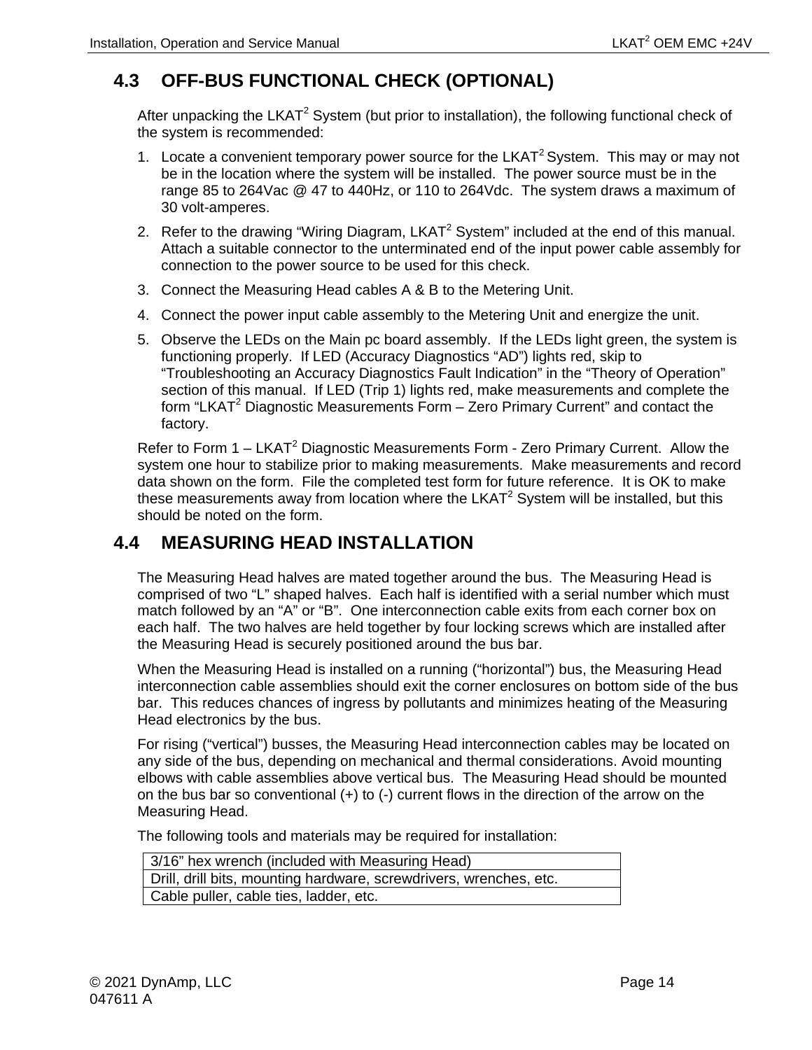## 4.3 OFF-BUS FUNCTIONAL CHECK (OPTIONAL)

After unpacking the LKAT$^2$ System (but prior to installation), the following functional check of the system is recommended:

1. Locate a convenient temporary power source for the LKAT$^2$ System. This may or may not be in the location where the system will be installed. The power source must be in the range 85 to 264Vac @ 47 to 440Hz, or 110 to 264Vdc. The system draws a maximum of 30 volt-amperes.
2. Refer to the drawing "Wiring Diagram, LKAT$^2$ System" included at the end of this manual. Attach a suitable connector to the unterminated end of the input power cable assembly for connection to the power source to be used for this check.
3. Connect the Measuring Head cables A & B to the Metering Unit.
4. Connect the power input cable assembly to the Metering Unit and energize the unit.
5. Observe the LEDs on the Main pc board assembly. If the LEDs light green, the system is functioning properly. If LED (Accuracy Diagnostics "AD") lights red, skip to "Troubleshooting an Accuracy Diagnostics Fault Indication" in the "Theory of Operation" section of this manual. If LED (Trip 1) lights red, make measurements and complete the form "LKAT$^2$ Diagnostic Measurements Form – Zero Primary Current" and contact the factory.

Refer to Form 1 – LKAT$^2$ Diagnostic Measurements Form - Zero Primary Current. Allow the system one hour to stabilize prior to making measurements. Make measurements and record data shown on the form. File the completed test form for future reference. It is OK to make these measurements away from location where the LKAT$^2$ System will be installed, but this should be noted on the form.

## 4.4 MEASURING HEAD INSTALLATION

The Measuring Head halves are mated together around the bus. The Measuring Head is comprised of two "L" shaped halves. Each half is identified with a serial number which must match followed by an "A" or "B". One interconnection cable exits from each corner box on each half. The two halves are held together by four locking screws which are installed after the Measuring Head is securely positioned around the bus bar.

When the Measuring Head is installed on a running ("horizontal") bus, the Measuring Head interconnection cable assemblies should exit the corner enclosures on bottom side of the bus bar. This reduces chances of ingress by pollutants and minimizes heating of the Measuring Head electronics by the bus.

For rising ("vertical") busses, the Measuring Head interconnection cables may be located on any side of the bus, depending on mechanical and thermal considerations. Avoid mounting elbows with cable assemblies above vertical bus. The Measuring Head should be mounted on the bus bar so conventional (+) to (-) current flows in the direction of the arrow on the Measuring Head.

The following tools and materials may be required for installation:

| 3/16" hex wrench (included with Measuring Head) |
|---|
| Drill, drill bits, mounting hardware, screwdrivers, wrenches, etc. |
| Cable puller, cable ties, ladder, etc. |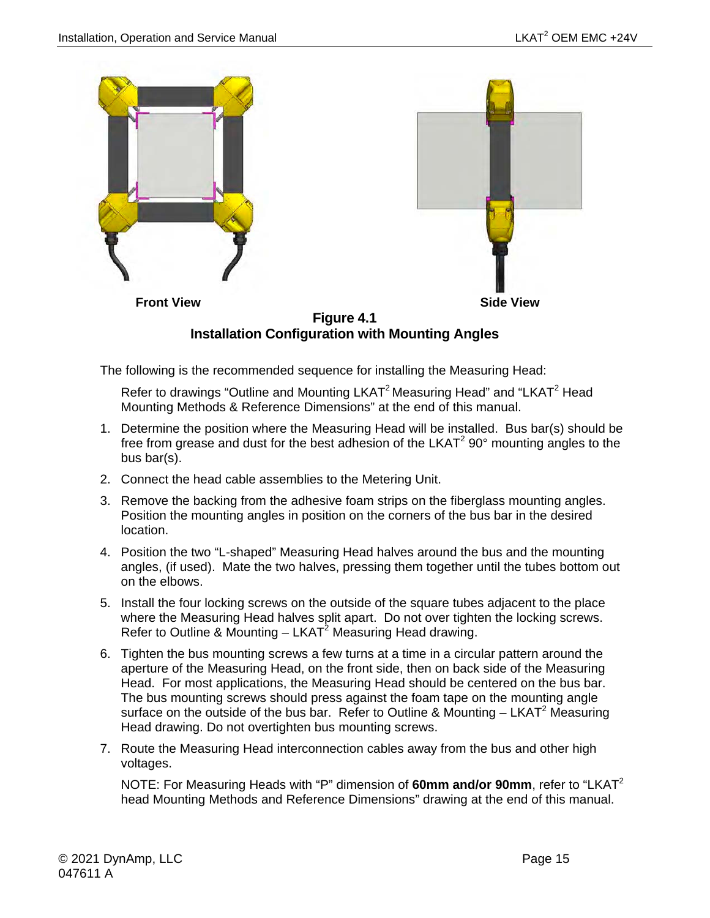Front View

Side View

**Figure 4.1**
**Installation Configuration with Mounting Angles**

The following is the recommended sequence for installing the Measuring Head:

Refer to drawings "Outline and Mounting LKAT$^2$ Measuring Head" and "LKAT$^2$ Head Mounting Methods & Reference Dimensions" at the end of this manual.

1. Determine the position where the Measuring Head will be installed. Bus bar(s) should be free from grease and dust for the best adhesion of the LKAT$^2$ 90° mounting angles to the bus bar(s).
2. Connect the head cable assemblies to the Metering Unit.
3. Remove the backing from the adhesive foam strips on the fiberglass mounting angles. Position the mounting angles in position on the corners of the bus bar in the desired location.
4. Position the two "L-shaped" Measuring Head halves around the bus and the mounting angles, (if used). Mate the two halves, pressing them together until the tubes bottom out on the elbows.
5. Install the four locking screws on the outside of the square tubes adjacent to the place where the Measuring Head halves split apart. Do not over tighten the locking screws. Refer to Outline & Mounting – LKAT$^2$ Measuring Head drawing.
6. Tighten the bus mounting screws a few turns at a time in a circular pattern around the aperture of the Measuring Head, on the front side, then on back side of the Measuring Head. For most applications, the Measuring Head should be centered on the bus bar. The bus mounting screws should press against the foam tape on the mounting angle surface on the outside of the bus bar. Refer to Outline & Mounting – LKAT$^2$ Measuring Head drawing. Do not overtighten bus mounting screws.
7. Route the Measuring Head interconnection cables away from the bus and other high voltages.

NOTE: For Measuring Heads with "P" dimension of **60mm and/or 90mm**, refer to "LKAT$^2$ head Mounting Methods and Reference Dimensions" drawing at the end of this manual.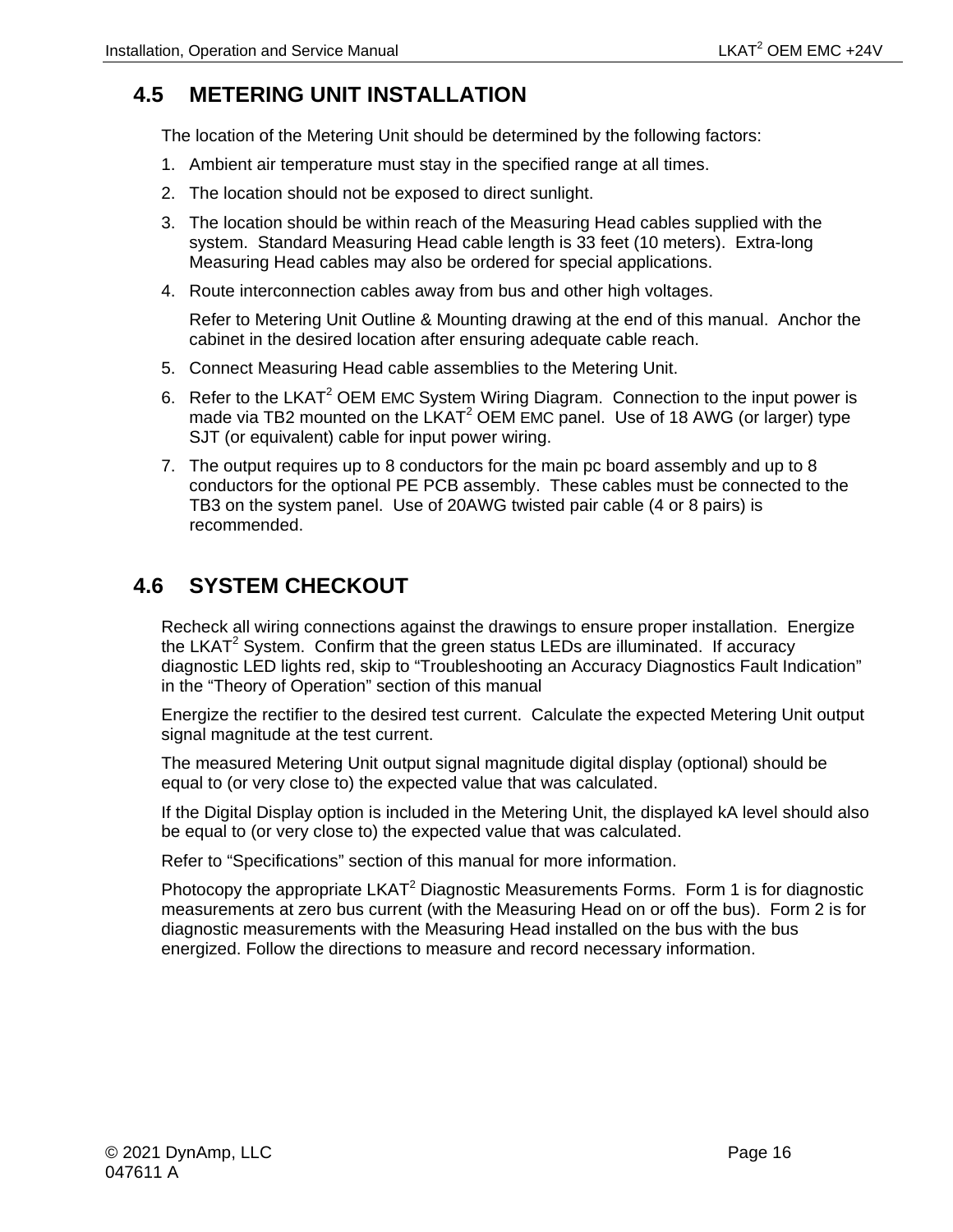## 4.5 METERING UNIT INSTALLATION

The location of the Metering Unit should be determined by the following factors:

1. Ambient air temperature must stay in the specified range at all times.
2. The location should not be exposed to direct sunlight.
3. The location should be within reach of the Measuring Head cables supplied with the system. Standard Measuring Head cable length is 33 feet (10 meters). Extra-long Measuring Head cables may also be ordered for special applications.
4. Route interconnection cables away from bus and other high voltages.

   Refer to Metering Unit Outline & Mounting drawing at the end of this manual. Anchor the cabinet in the desired location after ensuring adequate cable reach.
5. Connect Measuring Head cable assemblies to the Metering Unit.
6. Refer to the LKAT$^2$ OEM EMC System Wiring Diagram. Connection to the input power is made via TB2 mounted on the LKAT$^2$ OEM EMC panel. Use of 18 AWG (or larger) type SJT (or equivalent) cable for input power wiring.
7. The output requires up to 8 conductors for the main pc board assembly and up to 8 conductors for the optional PE PCB assembly. These cables must be connected to the TB3 on the system panel. Use of 20AWG twisted pair cable (4 or 8 pairs) is recommended.

## 4.6 SYSTEM CHECKOUT

Recheck all wiring connections against the drawings to ensure proper installation. Energize the LKAT$^2$ System. Confirm that the green status LEDs are illuminated. If accuracy diagnostic LED lights red, skip to "Troubleshooting an Accuracy Diagnostics Fault Indication" in the "Theory of Operation" section of this manual

Energize the rectifier to the desired test current. Calculate the expected Metering Unit output signal magnitude at the test current.

The measured Metering Unit output signal magnitude digital display (optional) should be equal to (or very close to) the expected value that was calculated.

If the Digital Display option is included in the Metering Unit, the displayed kA level should also be equal to (or very close to) the expected value that was calculated.

Refer to "Specifications" section of this manual for more information.

Photocopy the appropriate LKAT$^2$ Diagnostic Measurements Forms. Form 1 is for diagnostic measurements at zero bus current (with the Measuring Head on or off the bus). Form 2 is for diagnostic measurements with the Measuring Head installed on the bus with the bus energized. Follow the directions to measure and record necessary information.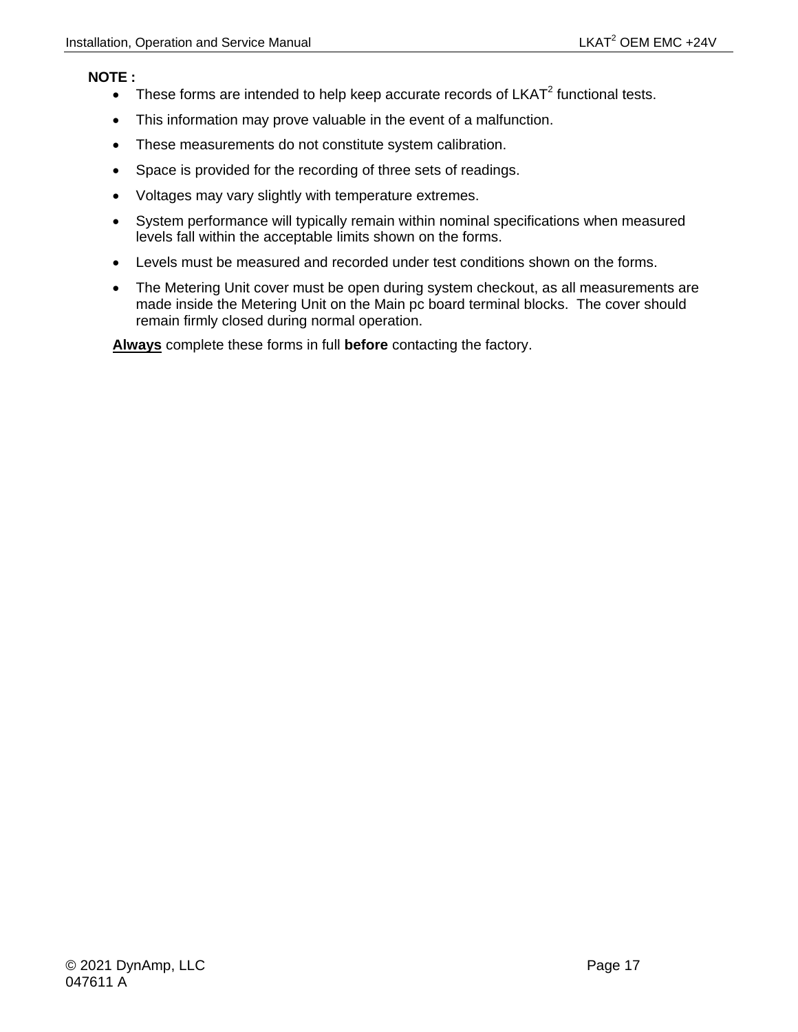**NOTE :**

- These forms are intended to help keep accurate records of LKAT$^2$ functional tests.
- This information may prove valuable in the event of a malfunction.
- These measurements do not constitute system calibration.
- Space is provided for the recording of three sets of readings.
- Voltages may vary slightly with temperature extremes.
- System performance will typically remain within nominal specifications when measured levels fall within the acceptable limits shown on the forms.
- Levels must be measured and recorded under test conditions shown on the forms.
- The Metering Unit cover must be open during system checkout, as all measurements are made inside the Metering Unit on the Main pc board terminal blocks. The cover should remain firmly closed during normal operation.

<u>**Always**</u> complete these forms in full **before** contacting the factory.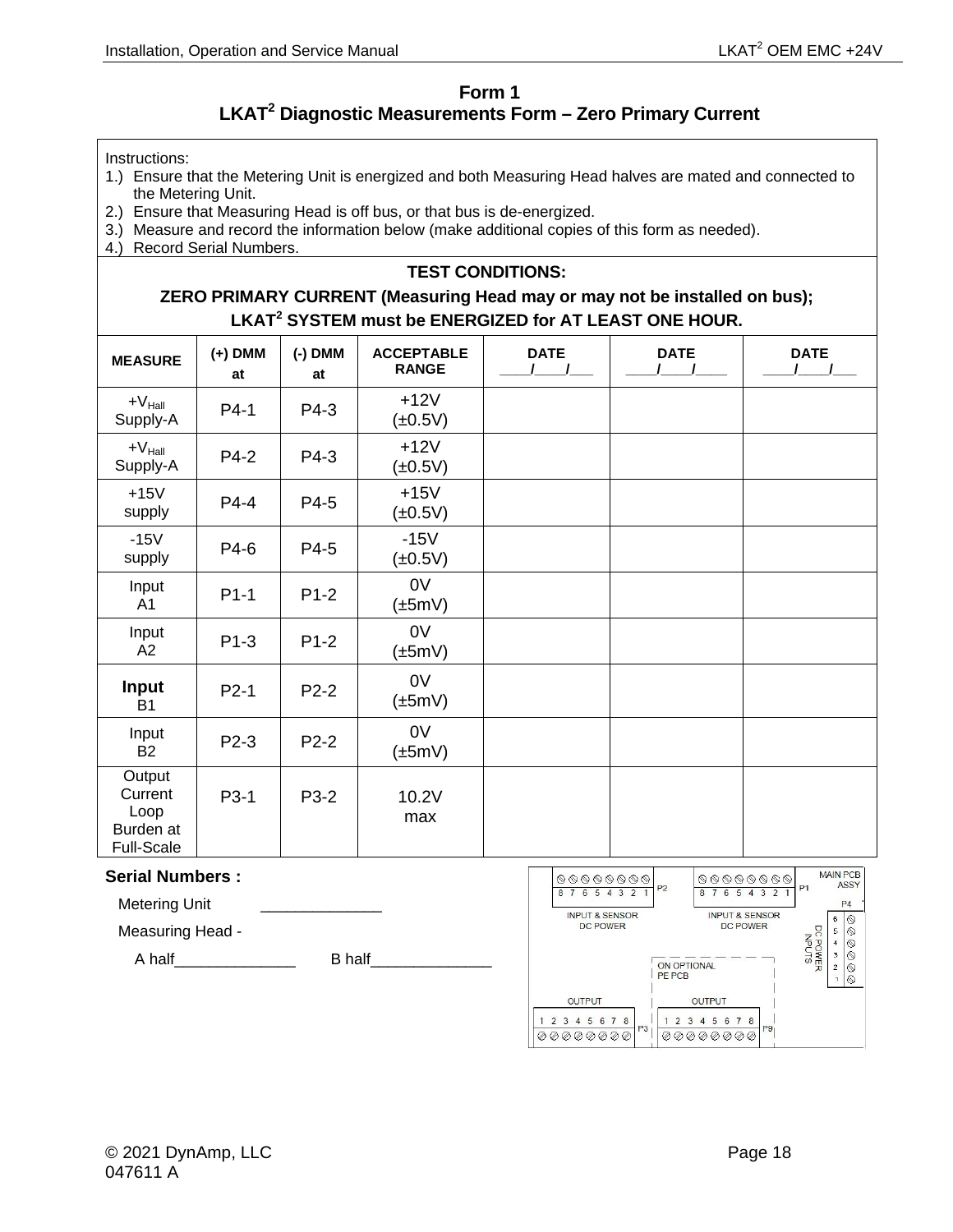## Form 1
## LKAT$^2$ Diagnostic Measurements Form – Zero Primary Current

Instructions:

1.) Ensure that the Metering Unit is energized and both Measuring Head halves are mated and connected to the Metering Unit.
2.) Ensure that Measuring Head is off bus, or that bus is de-energized.
3.) Measure and record the information below (make additional copies of this form as needed).
4.) Record Serial Numbers.

**TEST CONDITIONS:**

**ZERO PRIMARY CURRENT (Measuring Head may or may not be installed on bus);**
**LKAT$^2$ SYSTEM must be ENERGIZED for AT LEAST ONE HOUR.**

| MEASURE | (+) DMM at | (-) DMM at | ACCEPTABLE RANGE | DATE ____/____/___ | DATE ____/____/____ | DATE ____/____/___ |
|---|---|---|---|---|---|---|
| $+V_{Hall}$ Supply-A | P4-1 | P4-3 | +12V (±0.5V) | | | |
| $+V_{Hall}$ Supply-A | P4-2 | P4-3 | +12V (±0.5V) | | | |
| +15V supply | P4-4 | P4-5 | +15V (±0.5V) | | | |
| -15V supply | P4-6 | P4-5 | -15V (±0.5V) | | | |
| Input A1 | P1-1 | P1-2 | 0V (±5mV) | | | |
| Input A2 | P1-3 | P1-2 | 0V (±5mV) | | | |
| Input B1 | P2-1 | P2-2 | 0V (±5mV) | | | |
| Input B2 | P2-3 | P2-2 | 0V (±5mV) | | | |
| Output Current Loop Burden at Full-Scale | P3-1 | P3-2 | 10.2V max | | | |

**Serial Numbers :**

Metering Unit ______________

Measuring Head -

A half______________ B half______________

P2 8 7 6 5 4 3 2 1 INPUT & SENSOR DC POWER
P1 8 7 6 5 4 3 2 1 INPUT & SENSOR DC POWER
MAIN PCB ASSY
P4 6 5 4 3 2 1 DC POWER INPUTS
ON OPTIONAL PE PCB
OUTPUT 1 2 3 4 5 6 7 8 P3
OUTPUT 1 2 3 4 5 6 7 8 P9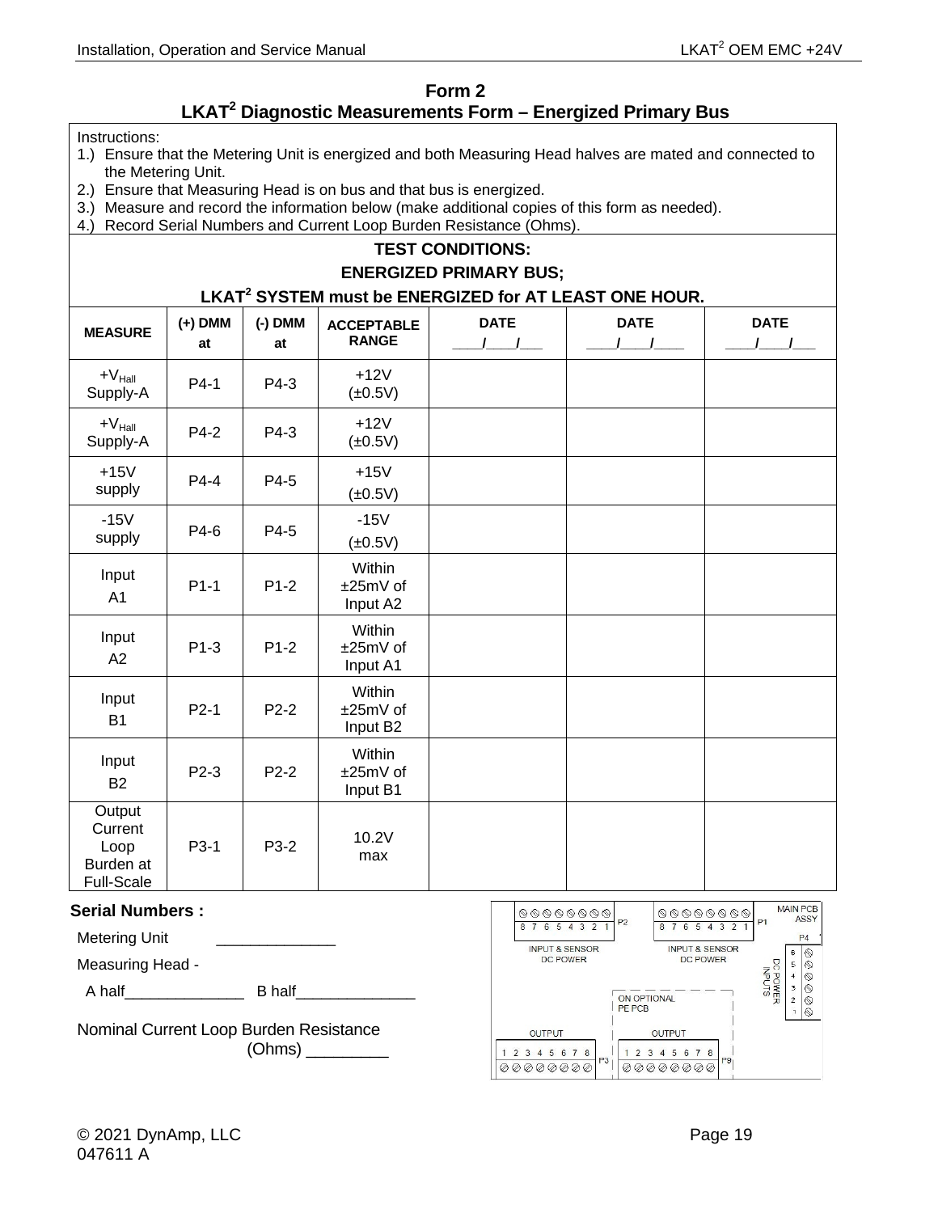## Form 2

## LKAT$^2$ Diagnostic Measurements Form – Energized Primary Bus

Instructions:

1.) Ensure that the Metering Unit is energized and both Measuring Head halves are mated and connected to the Metering Unit.
2.) Ensure that Measuring Head is on bus and that bus is energized.
3.) Measure and record the information below (make additional copies of this form as needed).
4.) Record Serial Numbers and Current Loop Burden Resistance (Ohms).

**TEST CONDITIONS:**

**ENERGIZED PRIMARY BUS;**

**LKAT$^2$ SYSTEM must be ENERGIZED for AT LEAST ONE HOUR.**

| MEASURE | (+) DMM at | (-) DMM at | ACCEPTABLE RANGE | DATE ___/___/___ | DATE ___/___/___ | DATE ___/___/___ |
|---|---|---|---|---|---|---|
| $+V_{Hall}$ Supply-A | P4-1 | P4-3 | +12V (±0.5V) | | | |
| $+V_{Hall}$ Supply-A | P4-2 | P4-3 | +12V (±0.5V) | | | |
| +15V supply | P4-4 | P4-5 | +15V (±0.5V) | | | |
| -15V supply | P4-6 | P4-5 | -15V (±0.5V) | | | |
| Input A1 | P1-1 | P1-2 | Within ±25mV of Input A2 | | | |
| Input A2 | P1-3 | P1-2 | Within ±25mV of Input A1 | | | |
| Input B1 | P2-1 | P2-2 | Within ±25mV of Input B2 | | | |
| Input B2 | P2-3 | P2-2 | Within ±25mV of Input B1 | | | |
| Output Current Loop Burden at Full-Scale | P3-1 | P3-2 | 10.2V max | | | |

**Serial Numbers :**

Metering Unit ______________

Measuring Head -

A half______________ B half______________

Nominal Current Loop Burden Resistance (Ohms) _________

MAIN PCB ASSY

P2: 8 7 6 5 4 3 2 1 — INPUT & SENSOR DC POWER

P1: 8 7 6 5 4 3 2 1 — INPUT & SENSOR DC POWER

P4: 6 5 4 3 2 1 — DC POWER INPUTS

ON OPTIONAL PE PCB

P3: OUTPUT 1 2 3 4 5 6 7 8

P9: OUTPUT 1 2 3 4 5 6 7 8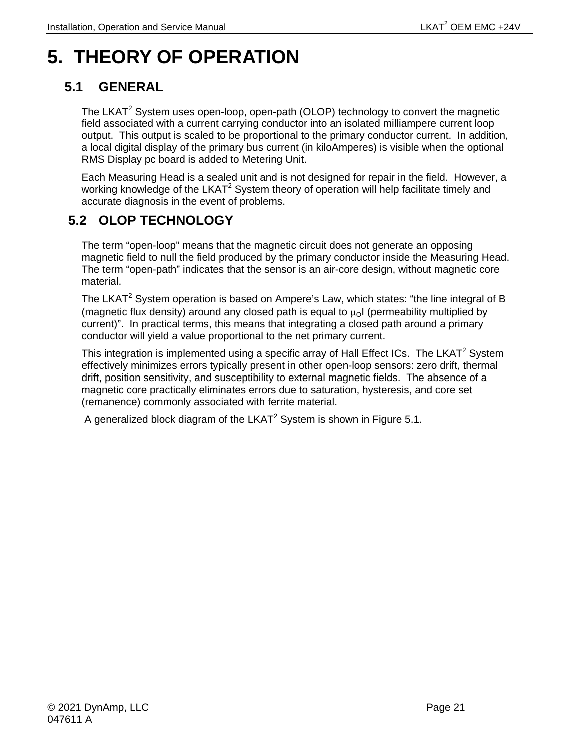# 5. THEORY OF OPERATION

## 5.1 GENERAL

The LKAT[2] System uses open-loop, open-path (OLOP) technology to convert the magnetic field associated with a current carrying conductor into an isolated milliampere current loop output. This output is scaled to be proportional to the primary conductor current. In addition, a local digital display of the primary bus current (in kiloAmperes) is visible when the optional RMS Display pc board is added to Metering Unit.

Each Measuring Head is a sealed unit and is not designed for repair in the field. However, a working knowledge of the LKAT[2] System theory of operation will help facilitate timely and accurate diagnosis in the event of problems.

## 5.2 OLOP TECHNOLOGY

The term "open-loop" means that the magnetic circuit does not generate an opposing magnetic field to null the field produced by the primary conductor inside the Measuring Head. The term "open-path" indicates that the sensor is an air-core design, without magnetic core material.

The LKAT[2] System operation is based on Ampere's Law, which states: "the line integral of B (magnetic flux density) around any closed path is equal to $\mu_O I$ (permeability multiplied by current)". In practical terms, this means that integrating a closed path around a primary conductor will yield a value proportional to the net primary current.

This integration is implemented using a specific array of Hall Effect ICs. The LKAT[2] System effectively minimizes errors typically present in other open-loop sensors: zero drift, thermal drift, position sensitivity, and susceptibility to external magnetic fields. The absence of a magnetic core practically eliminates errors due to saturation, hysteresis, and core set (remanence) commonly associated with ferrite material.

A generalized block diagram of the LKAT[2] System is shown in Figure 5.1.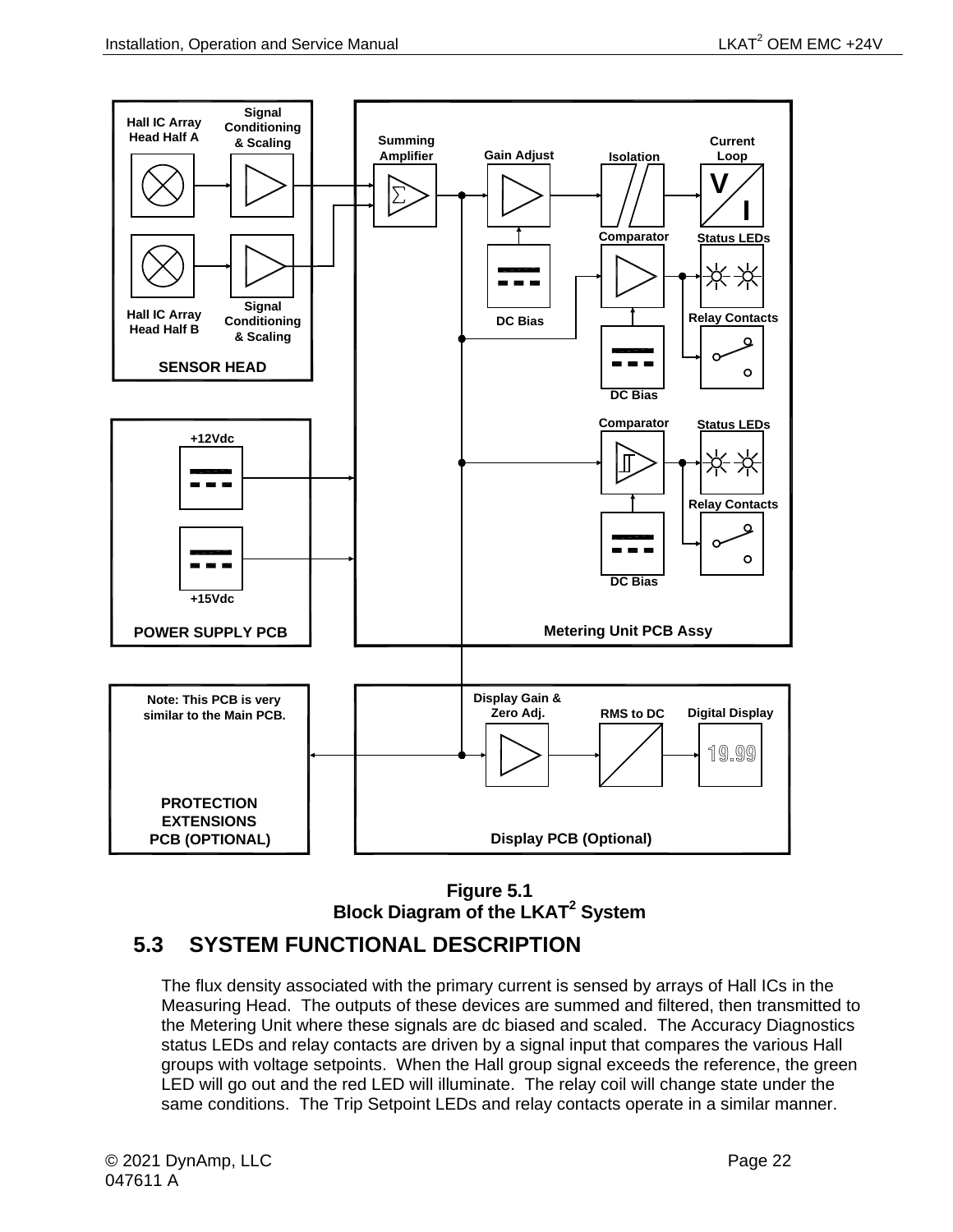**Figure 5.1**
**Block Diagram of the LKAT² System**

## 5.3 SYSTEM FUNCTIONAL DESCRIPTION

The flux density associated with the primary current is sensed by arrays of Hall ICs in the Measuring Head. The outputs of these devices are summed and filtered, then transmitted to the Metering Unit where these signals are dc biased and scaled. The Accuracy Diagnostics status LEDs and relay contacts are driven by a signal input that compares the various Hall groups with voltage setpoints. When the Hall group signal exceeds the reference, the green LED will go out and the red LED will illuminate. The relay coil will change state under the same conditions. The Trip Setpoint LEDs and relay contacts operate in a similar manner.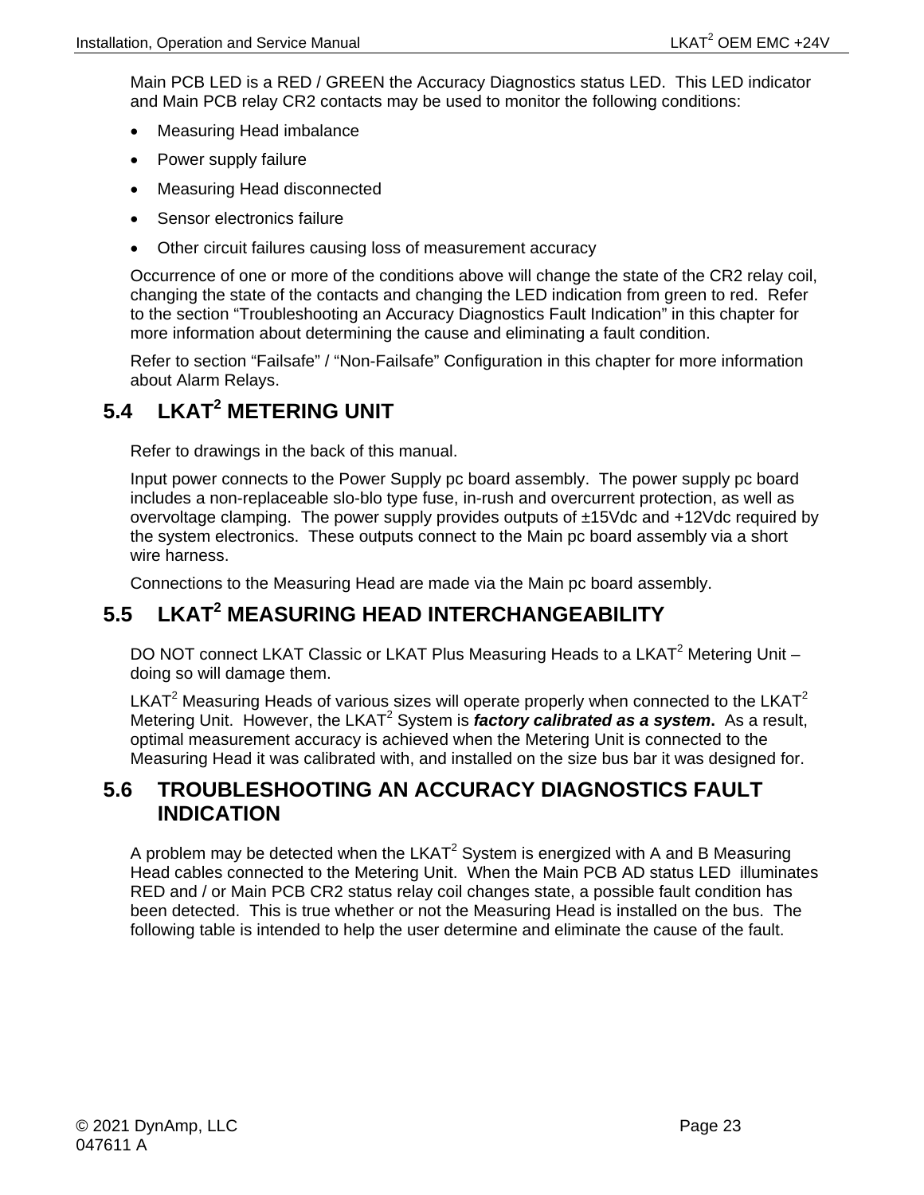Main PCB LED is a RED / GREEN the Accuracy Diagnostics status LED. This LED indicator and Main PCB relay CR2 contacts may be used to monitor the following conditions:

- Measuring Head imbalance
- Power supply failure
- Measuring Head disconnected
- Sensor electronics failure
- Other circuit failures causing loss of measurement accuracy

Occurrence of one or more of the conditions above will change the state of the CR2 relay coil, changing the state of the contacts and changing the LED indication from green to red. Refer to the section “Troubleshooting an Accuracy Diagnostics Fault Indication” in this chapter for more information about determining the cause and eliminating a fault condition.

Refer to section “Failsafe” / “Non-Failsafe” Configuration in this chapter for more information about Alarm Relays.

## 5.4 LKAT$^2$ METERING UNIT

Refer to drawings in the back of this manual.

Input power connects to the Power Supply pc board assembly. The power supply pc board includes a non-replaceable slo-blo type fuse, in-rush and overcurrent protection, as well as overvoltage clamping. The power supply provides outputs of ±15Vdc and +12Vdc required by the system electronics. These outputs connect to the Main pc board assembly via a short wire harness.

Connections to the Measuring Head are made via the Main pc board assembly.

## 5.5 LKAT$^2$ MEASURING HEAD INTERCHANGEABILITY

DO NOT connect LKAT Classic or LKAT Plus Measuring Heads to a LKAT$^2$ Metering Unit – doing so will damage them.

LKAT$^2$ Measuring Heads of various sizes will operate properly when connected to the LKAT$^2$ Metering Unit. However, the LKAT$^2$ System is ***factory calibrated as a system***. As a result, optimal measurement accuracy is achieved when the Metering Unit is connected to the Measuring Head it was calibrated with, and installed on the size bus bar it was designed for.

## 5.6 TROUBLESHOOTING AN ACCURACY DIAGNOSTICS FAULT INDICATION

A problem may be detected when the LKAT$^2$ System is energized with A and B Measuring Head cables connected to the Metering Unit. When the Main PCB AD status LED illuminates RED and / or Main PCB CR2 status relay coil changes state, a possible fault condition has been detected. This is true whether or not the Measuring Head is installed on the bus. The following table is intended to help the user determine and eliminate the cause of the fault.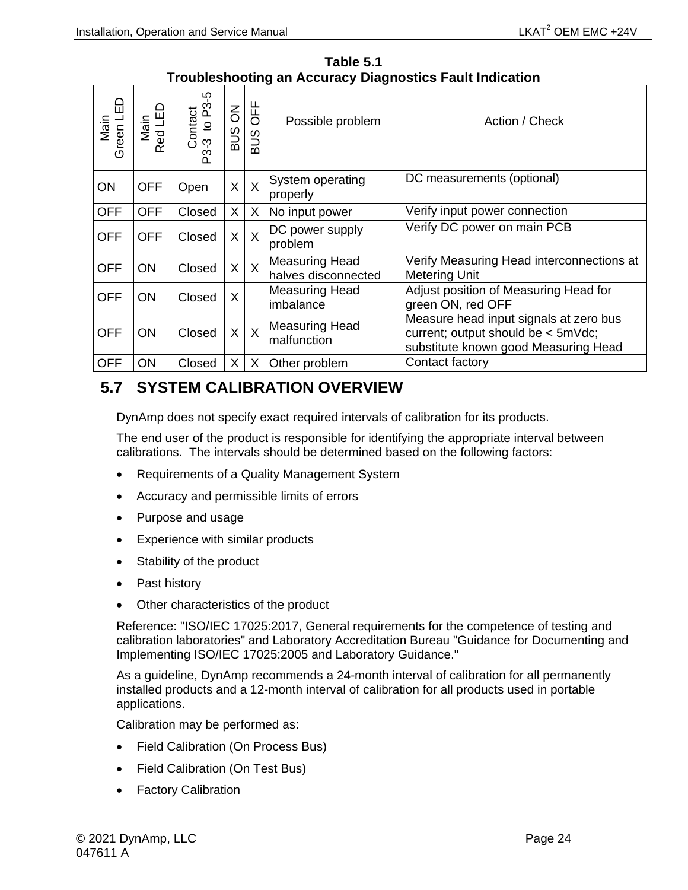**Table 5.1**
**Troubleshooting an Accuracy Diagnostics Fault Indication**

| Main Green LED | Main Red LED | Contact P3-3 to P3-5 | BUS ON | BUS OFF | Possible problem | Action / Check |
|---|---|---|---|---|---|---|
| ON | OFF | Open | X | X | System operating properly | DC measurements (optional) |
| OFF | OFF | Closed | X | X | No input power | Verify input power connection |
| OFF | OFF | Closed | X | X | DC power supply problem | Verify DC power on main PCB |
| OFF | ON | Closed | X | X | Measuring Head halves disconnected | Verify Measuring Head interconnections at Metering Unit |
| OFF | ON | Closed | X | | Measuring Head imbalance | Adjust position of Measuring Head for green ON, red OFF |
| OFF | ON | Closed | X | X | Measuring Head malfunction | Measure head input signals at zero bus current; output should be < 5mVdc; substitute known good Measuring Head |
| OFF | ON | Closed | X | X | Other problem | Contact factory |

## 5.7 SYSTEM CALIBRATION OVERVIEW

DynAmp does not specify exact required intervals of calibration for its products.

The end user of the product is responsible for identifying the appropriate interval between calibrations. The intervals should be determined based on the following factors:

- Requirements of a Quality Management System
- Accuracy and permissible limits of errors
- Purpose and usage
- Experience with similar products
- Stability of the product
- Past history
- Other characteristics of the product

Reference: "ISO/IEC 17025:2017, General requirements for the competence of testing and calibration laboratories" and Laboratory Accreditation Bureau "Guidance for Documenting and Implementing ISO/IEC 17025:2005 and Laboratory Guidance."

As a guideline, DynAmp recommends a 24-month interval of calibration for all permanently installed products and a 12-month interval of calibration for all products used in portable applications.

Calibration may be performed as:

- Field Calibration (On Process Bus)
- Field Calibration (On Test Bus)
- Factory Calibration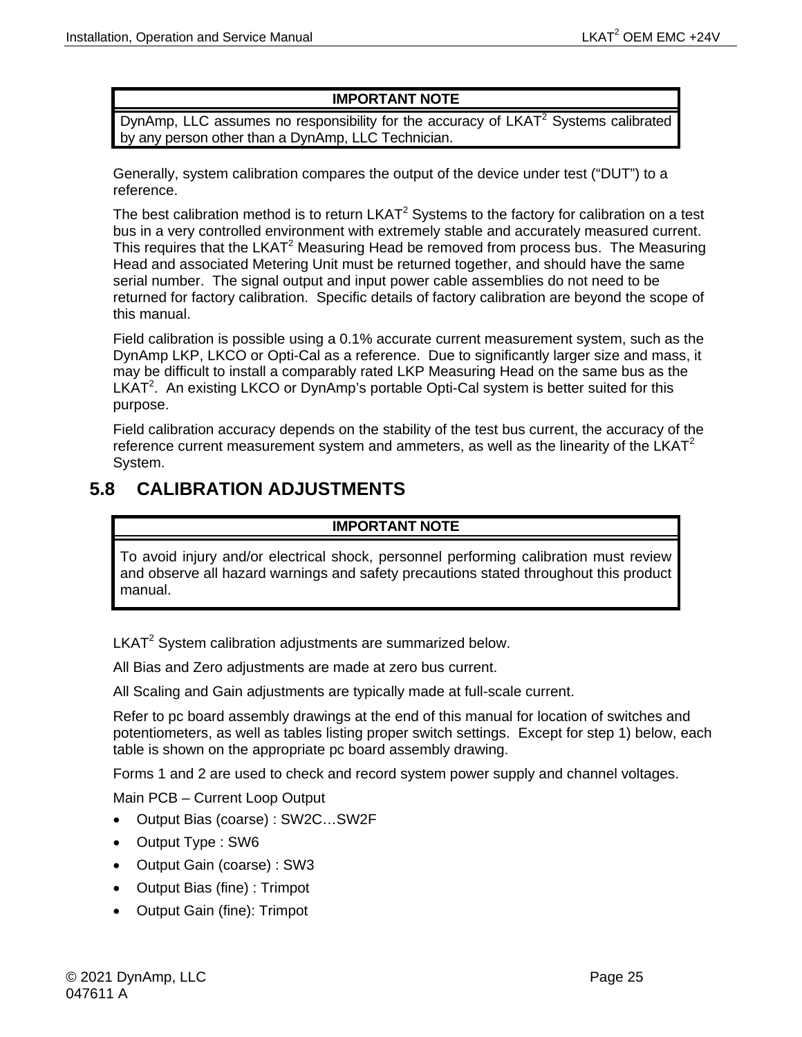| IMPORTANT NOTE |
| --- |
| DynAmp, LLC assumes no responsibility for the accuracy of LKAT$^2$ Systems calibrated by any person other than a DynAmp, LLC Technician. |

Generally, system calibration compares the output of the device under test ("DUT") to a reference.

The best calibration method is to return LKAT$^2$ Systems to the factory for calibration on a test bus in a very controlled environment with extremely stable and accurately measured current. This requires that the LKAT$^2$ Measuring Head be removed from process bus. The Measuring Head and associated Metering Unit must be returned together, and should have the same serial number. The signal output and input power cable assemblies do not need to be returned for factory calibration. Specific details of factory calibration are beyond the scope of this manual.

Field calibration is possible using a 0.1% accurate current measurement system, such as the DynAmp LKP, LKCO or Opti-Cal as a reference. Due to significantly larger size and mass, it may be difficult to install a comparably rated LKP Measuring Head on the same bus as the LKAT$^2$. An existing LKCO or DynAmp's portable Opti-Cal system is better suited for this purpose.

Field calibration accuracy depends on the stability of the test bus current, the accuracy of the reference current measurement system and ammeters, as well as the linearity of the LKAT$^2$ System.

## 5.8 CALIBRATION ADJUSTMENTS

| IMPORTANT NOTE |
| --- |
| To avoid injury and/or electrical shock, personnel performing calibration must review and observe all hazard warnings and safety precautions stated throughout this product manual. |

LKAT$^2$ System calibration adjustments are summarized below.

All Bias and Zero adjustments are made at zero bus current.

All Scaling and Gain adjustments are typically made at full-scale current.

Refer to pc board assembly drawings at the end of this manual for location of switches and potentiometers, as well as tables listing proper switch settings. Except for step 1) below, each table is shown on the appropriate pc board assembly drawing.

Forms 1 and 2 are used to check and record system power supply and channel voltages.

Main PCB – Current Loop Output

- Output Bias (coarse) : SW2C…SW2F
- Output Type : SW6
- Output Gain (coarse) : SW3
- Output Bias (fine) : Trimpot
- Output Gain (fine): Trimpot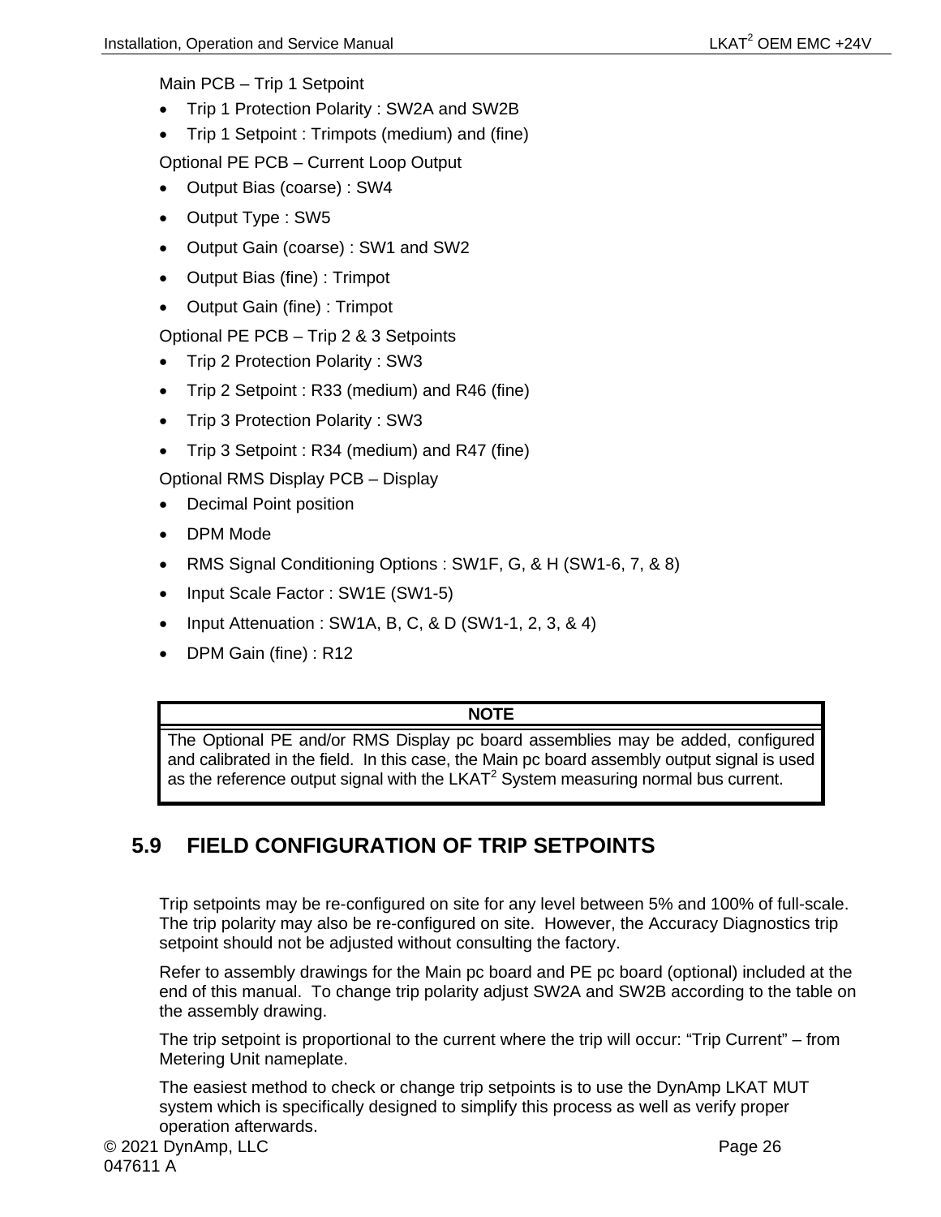Main PCB – Trip 1 Setpoint

- Trip 1 Protection Polarity : SW2A and SW2B
- Trip 1 Setpoint : Trimpots (medium) and (fine)

Optional PE PCB – Current Loop Output

- Output Bias (coarse) : SW4
- Output Type : SW5
- Output Gain (coarse) : SW1 and SW2
- Output Bias (fine) : Trimpot
- Output Gain (fine) : Trimpot

Optional PE PCB – Trip 2 & 3 Setpoints

- Trip 2 Protection Polarity : SW3
- Trip 2 Setpoint : R33 (medium) and R46 (fine)
- Trip 3 Protection Polarity : SW3
- Trip 3 Setpoint : R34 (medium) and R47 (fine)

Optional RMS Display PCB – Display

- Decimal Point position
- DPM Mode
- RMS Signal Conditioning Options : SW1F, G, & H (SW1-6, 7, & 8)
- Input Scale Factor : SW1E (SW1-5)
- Input Attenuation : SW1A, B, C, & D (SW1-1, 2, 3, & 4)
- DPM Gain (fine) : R12

| NOTE |
|---|
| The Optional PE and/or RMS Display pc board assemblies may be added, configured and calibrated in the field. In this case, the Main pc board assembly output signal is used as the reference output signal with the LKAT$^2$ System measuring normal bus current. |

## 5.9 FIELD CONFIGURATION OF TRIP SETPOINTS

Trip setpoints may be re-configured on site for any level between 5% and 100% of full-scale. The trip polarity may also be re-configured on site. However, the Accuracy Diagnostics trip setpoint should not be adjusted without consulting the factory.

Refer to assembly drawings for the Main pc board and PE pc board (optional) included at the end of this manual. To change trip polarity adjust SW2A and SW2B according to the table on the assembly drawing.

The trip setpoint is proportional to the current where the trip will occur: "Trip Current" – from Metering Unit nameplate.

The easiest method to check or change trip setpoints is to use the DynAmp LKAT MUT system which is specifically designed to simplify this process as well as verify proper operation afterwards.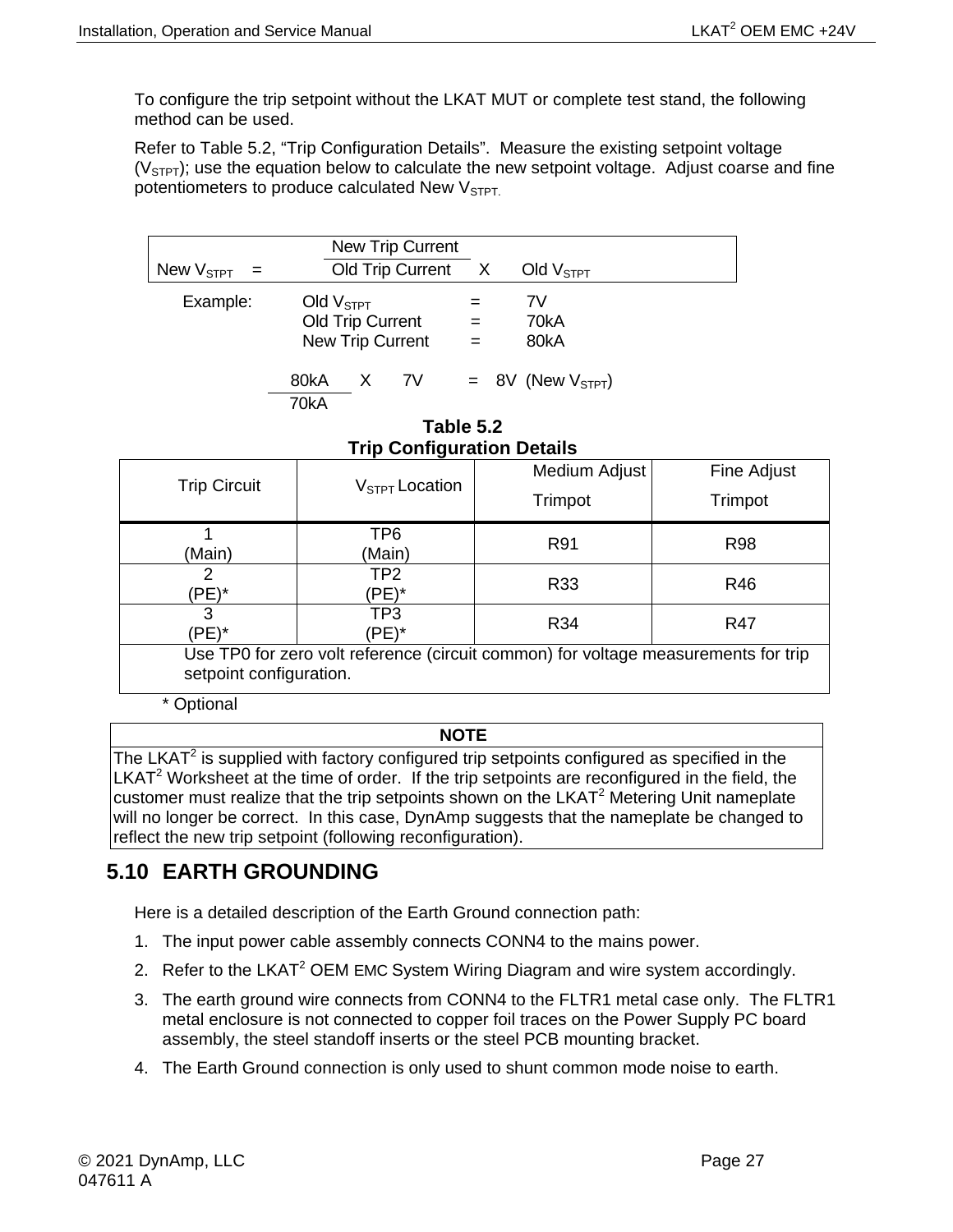To configure the trip setpoint without the LKAT MUT or complete test stand, the following method can be used.

Refer to Table 5.2, "Trip Configuration Details". Measure the existing setpoint voltage ($V_{STPT}$); use the equation below to calculate the new setpoint voltage. Adjust coarse and fine potentiometers to produce calculated New $V_{STPT}$.

$$\text{New } V_{STPT} = \frac{\text{New Trip Current}}{\text{Old Trip Current}} \times \text{Old } V_{STPT}$$

Example:

Old $V_{STPT}$ = 7V
Old Trip Current = 70kA
New Trip Current = 80kA

$$\frac{80\text{kA}}{70\text{kA}} \times 7\text{V} = 8\text{V} \ (\text{New } V_{STPT})$$

**Table 5.2**
**Trip Configuration Details**

| Trip Circuit | $V_{STPT}$ Location | Medium Adjust Trimpot | Fine Adjust Trimpot |
|---|---|---|---|
| 1 (Main) | TP6 (Main) | R91 | R98 |
| 2 (PE)* | TP2 (PE)* | R33 | R46 |
| 3 (PE)* | TP3 (PE)* | R34 | R47 |
| Use TP0 for zero volt reference (circuit common) for voltage measurements for trip setpoint configuration. | | | |

\* Optional

| NOTE |
|---|
| The LKAT[2] is supplied with factory configured trip setpoints configured as specified in the LKAT[2] Worksheet at the time of order. If the trip setpoints are reconfigured in the field, the customer must realize that the trip setpoints shown on the LKAT[2] Metering Unit nameplate will no longer be correct. In this case, DynAmp suggests that the nameplate be changed to reflect the new trip setpoint (following reconfiguration). |

## 5.10 EARTH GROUNDING

Here is a detailed description of the Earth Ground connection path:

1. The input power cable assembly connects CONN4 to the mains power.
2. Refer to the LKAT[2] OEM EMC System Wiring Diagram and wire system accordingly.
3. The earth ground wire connects from CONN4 to the FLTR1 metal case only. The FLTR1 metal enclosure is not connected to copper foil traces on the Power Supply PC board assembly, the steel standoff inserts or the steel PCB mounting bracket.
4. The Earth Ground connection is only used to shunt common mode noise to earth.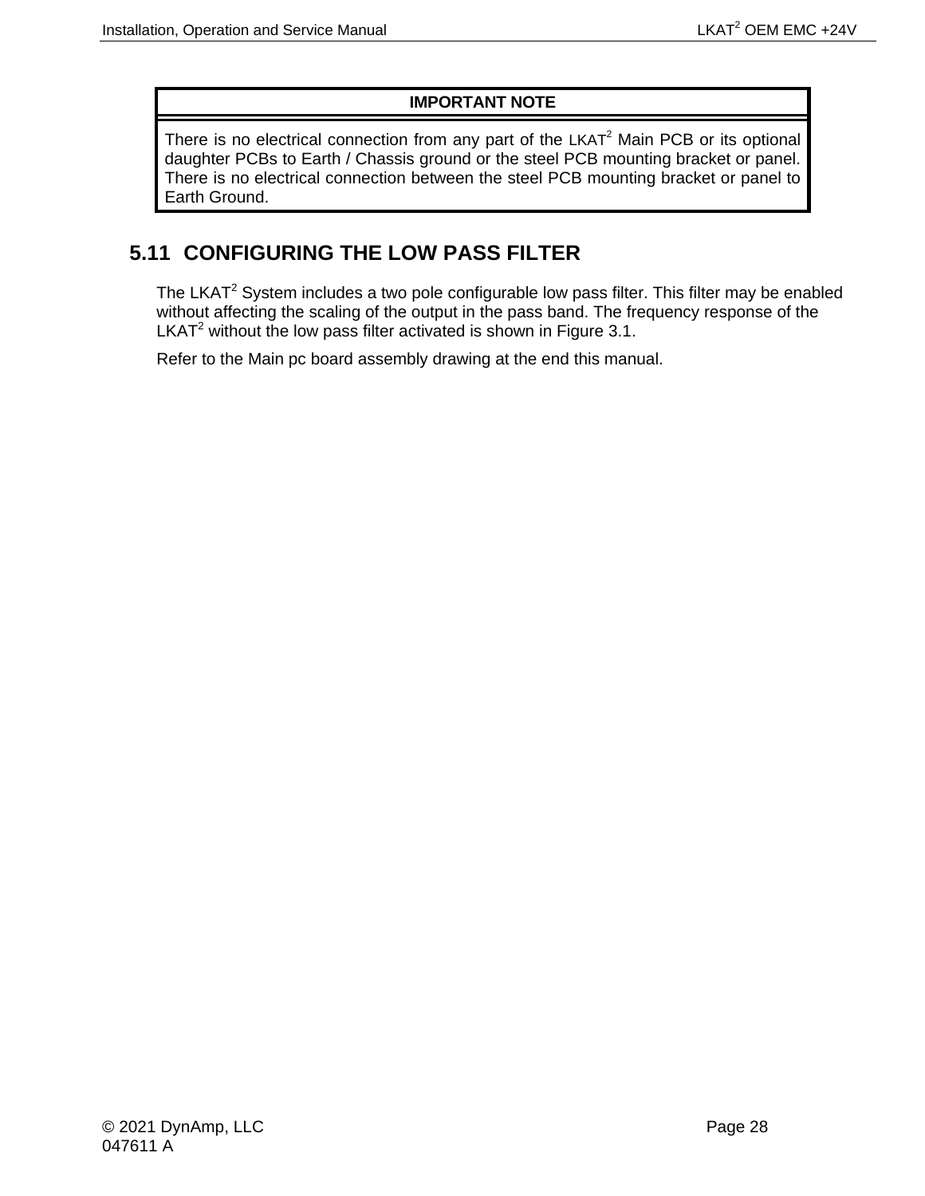| IMPORTANT NOTE |
| --- |
| There is no electrical connection from any part of the LKAT$^2$ Main PCB or its optional daughter PCBs to Earth / Chassis ground or the steel PCB mounting bracket or panel. There is no electrical connection between the steel PCB mounting bracket or panel to Earth Ground. |

## 5.11 CONFIGURING THE LOW PASS FILTER

The LKAT$^2$ System includes a two pole configurable low pass filter. This filter may be enabled without affecting the scaling of the output in the pass band. The frequency response of the LKAT$^2$ without the low pass filter activated is shown in Figure 3.1.

Refer to the Main pc board assembly drawing at the end this manual.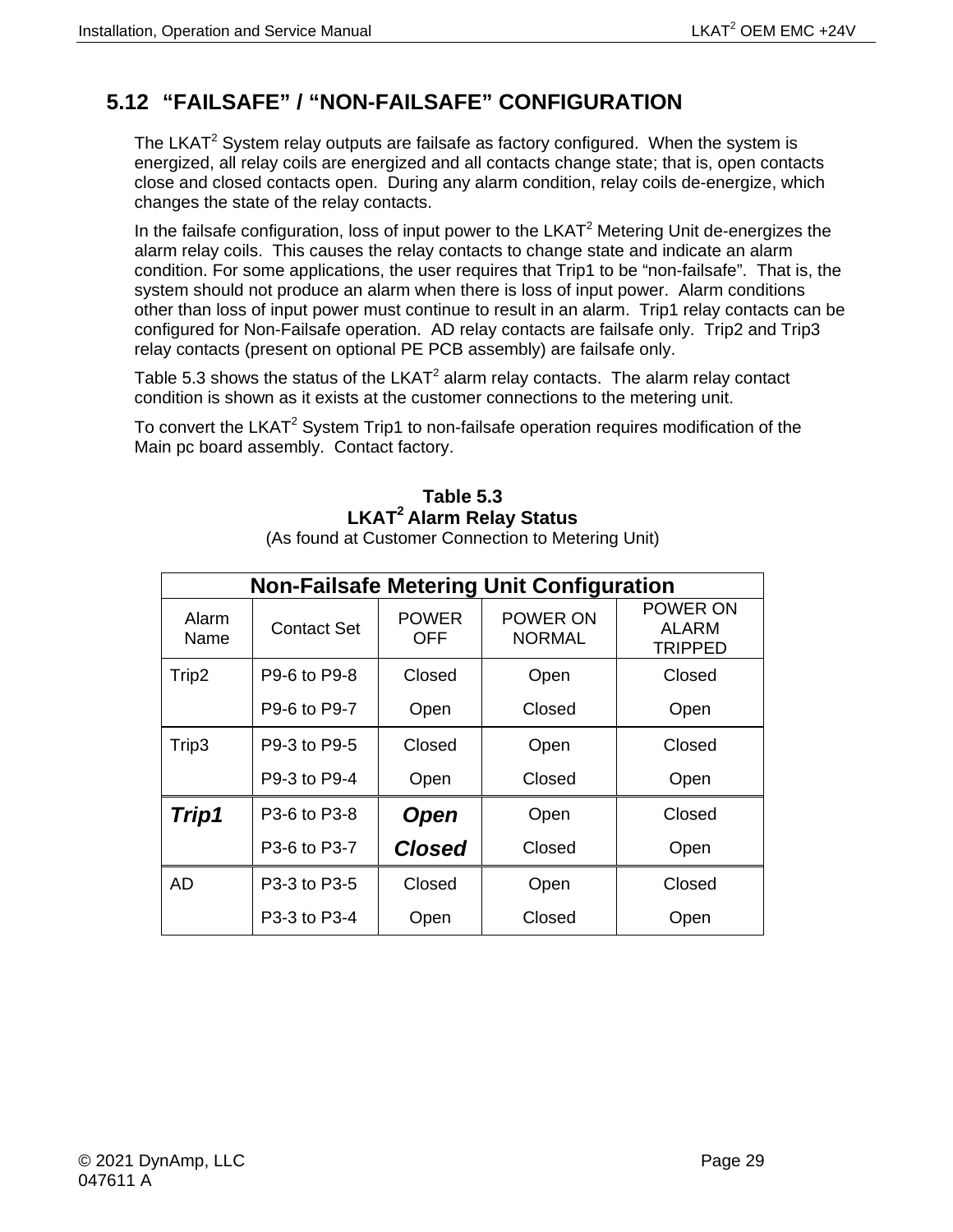## 5.12 "FAILSAFE" / "NON-FAILSAFE" CONFIGURATION

The LKAT$^2$ System relay outputs are failsafe as factory configured. When the system is energized, all relay coils are energized and all contacts change state; that is, open contacts close and closed contacts open. During any alarm condition, relay coils de-energize, which changes the state of the relay contacts.

In the failsafe configuration, loss of input power to the LKAT$^2$ Metering Unit de-energizes the alarm relay coils. This causes the relay contacts to change state and indicate an alarm condition. For some applications, the user requires that Trip1 to be "non-failsafe". That is, the system should not produce an alarm when there is loss of input power. Alarm conditions other than loss of input power must continue to result in an alarm. Trip1 relay contacts can be configured for Non-Failsafe operation. AD relay contacts are failsafe only. Trip2 and Trip3 relay contacts (present on optional PE PCB assembly) are failsafe only.

Table 5.3 shows the status of the LKAT$^2$ alarm relay contacts. The alarm relay contact condition is shown as it exists at the customer connections to the metering unit.

To convert the LKAT$^2$ System Trip1 to non-failsafe operation requires modification of the Main pc board assembly. Contact factory.

**Table 5.3**
**LKAT$^2$ Alarm Relay Status**
(As found at Customer Connection to Metering Unit)

| **Non-Failsafe Metering Unit Configuration** | | | | |
|---|---|---|---|---|
| Alarm Name | Contact Set | POWER OFF | POWER ON NORMAL | POWER ON ALARM TRIPPED |
| Trip2 | P9-6 to P9-8 | Closed | Open | Closed |
| | P9-6 to P9-7 | Open | Closed | Open |
| Trip3 | P9-3 to P9-5 | Closed | Open | Closed |
| | P9-3 to P9-4 | Open | Closed | Open |
| ***Trip1*** | P3-6 to P3-8 | ***Open*** | Open | Closed |
| | P3-6 to P3-7 | ***Closed*** | Closed | Open |
| AD | P3-3 to P3-5 | Closed | Open | Closed |
| | P3-3 to P3-4 | Open | Closed | Open |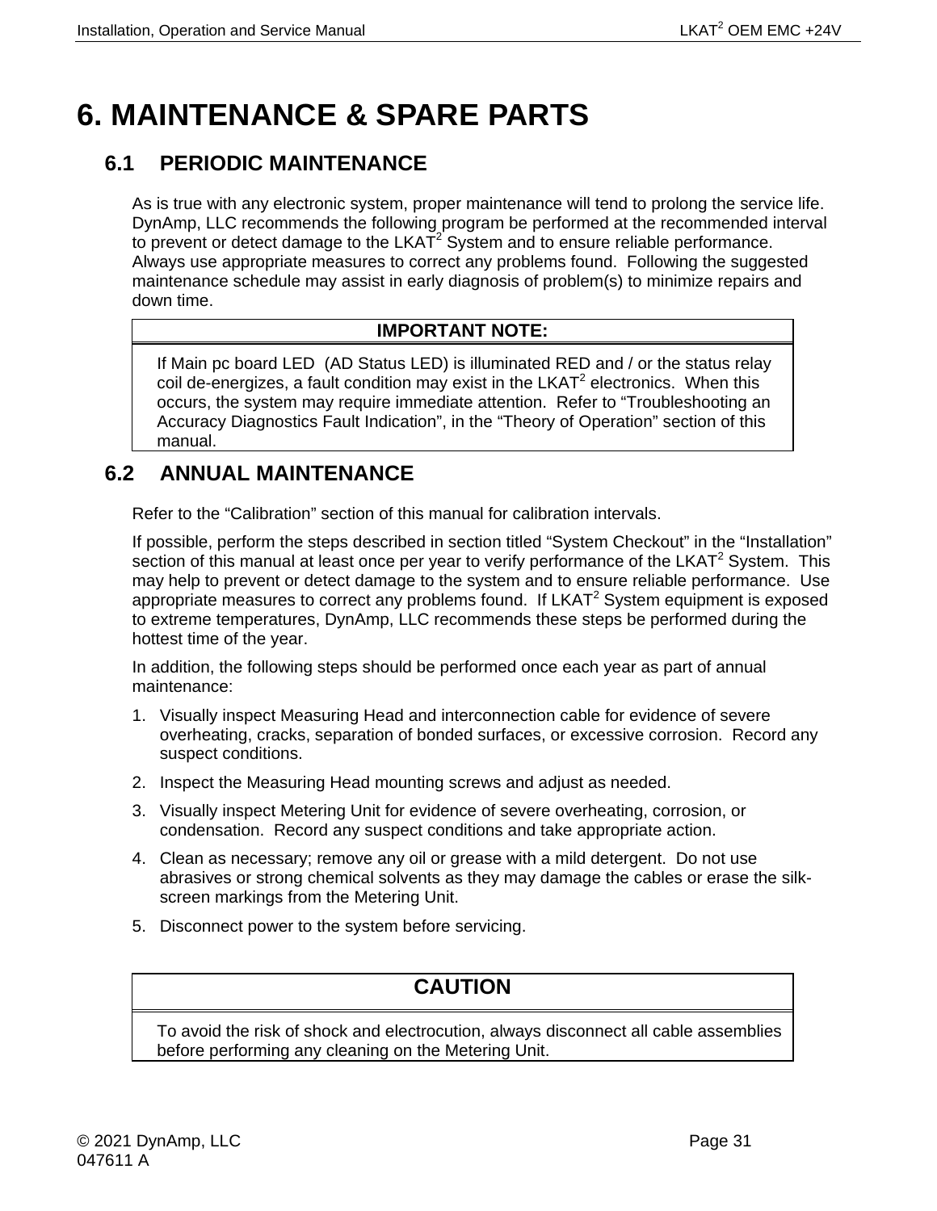# 6. MAINTENANCE & SPARE PARTS

## 6.1 PERIODIC MAINTENANCE

As is true with any electronic system, proper maintenance will tend to prolong the service life. DynAmp, LLC recommends the following program be performed at the recommended interval to prevent or detect damage to the LKAT$^2$ System and to ensure reliable performance. Always use appropriate measures to correct any problems found. Following the suggested maintenance schedule may assist in early diagnosis of problem(s) to minimize repairs and down time.

| IMPORTANT NOTE: |
|---|
| If Main pc board LED (AD Status LED) is illuminated RED and / or the status relay coil de-energizes, a fault condition may exist in the LKAT$^2$ electronics. When this occurs, the system may require immediate attention. Refer to "Troubleshooting an Accuracy Diagnostics Fault Indication", in the "Theory of Operation" section of this manual. |

## 6.2 ANNUAL MAINTENANCE

Refer to the "Calibration" section of this manual for calibration intervals.

If possible, perform the steps described in section titled "System Checkout" in the "Installation" section of this manual at least once per year to verify performance of the LKAT$^2$ System. This may help to prevent or detect damage to the system and to ensure reliable performance. Use appropriate measures to correct any problems found. If LKAT$^2$ System equipment is exposed to extreme temperatures, DynAmp, LLC recommends these steps be performed during the hottest time of the year.

In addition, the following steps should be performed once each year as part of annual maintenance:

1. Visually inspect Measuring Head and interconnection cable for evidence of severe overheating, cracks, separation of bonded surfaces, or excessive corrosion. Record any suspect conditions.
2. Inspect the Measuring Head mounting screws and adjust as needed.
3. Visually inspect Metering Unit for evidence of severe overheating, corrosion, or condensation. Record any suspect conditions and take appropriate action.
4. Clean as necessary; remove any oil or grease with a mild detergent. Do not use abrasives or strong chemical solvents as they may damage the cables or erase the silk-screen markings from the Metering Unit.
5. Disconnect power to the system before servicing.

| CAUTION |
|---|
| To avoid the risk of shock and electrocution, always disconnect all cable assemblies before performing any cleaning on the Metering Unit. |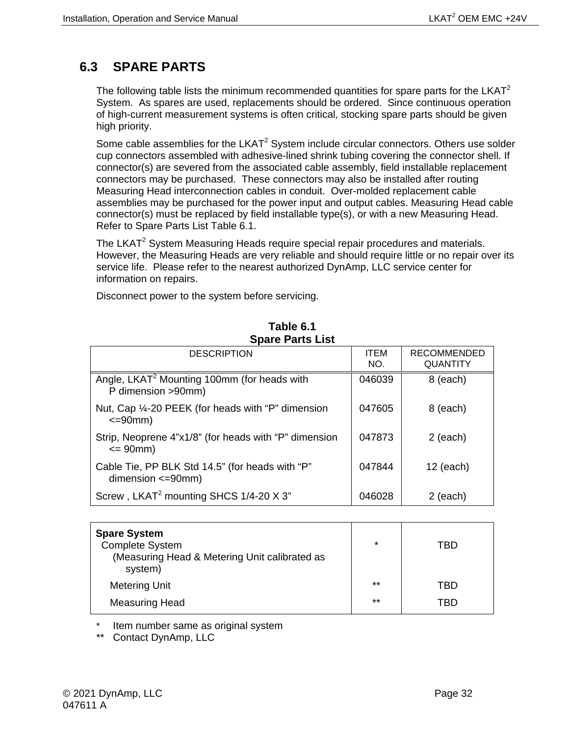## 6.3 SPARE PARTS

The following table lists the minimum recommended quantities for spare parts for the LKAT$^2$ System. As spares are used, replacements should be ordered. Since continuous operation of high-current measurement systems is often critical, stocking spare parts should be given high priority.

Some cable assemblies for the LKAT$^2$ System include circular connectors. Others use solder cup connectors assembled with adhesive-lined shrink tubing covering the connector shell. If connector(s) are severed from the associated cable assembly, field installable replacement connectors may be purchased. These connectors may also be installed after routing Measuring Head interconnection cables in conduit. Over-molded replacement cable assemblies may be purchased for the power input and output cables. Measuring Head cable connector(s) must be replaced by field installable type(s), or with a new Measuring Head. Refer to Spare Parts List Table 6.1.

The LKAT$^2$ System Measuring Heads require special repair procedures and materials. However, the Measuring Heads are very reliable and should require little or no repair over its service life. Please refer to the nearest authorized DynAmp, LLC service center for information on repairs.

Disconnect power to the system before servicing.

**Table 6.1**
**Spare Parts List**

| DESCRIPTION | ITEM NO. | RECOMMENDED QUANTITY |
|---|---|---|
| Angle, LKAT$^2$ Mounting 100mm (for heads with P dimension >90mm) | 046039 | 8 (each) |
| Nut, Cap ¼-20 PEEK (for heads with "P" dimension <=90mm) | 047605 | 8 (each) |
| Strip, Neoprene 4"x1/8" (for heads with "P" dimension <= 90mm) | 047873 | 2 (each) |
| Cable Tie, PP BLK Std 14.5" (for heads with "P" dimension <=90mm) | 047844 | 12 (each) |
| Screw , LKAT$^2$ mounting SHCS 1/4-20 X 3" | 046028 | 2 (each) |

| | | |
|---|---|---|
| **Spare System** | | |
| Complete System (Measuring Head & Metering Unit calibrated as system) | * | TBD |
| Metering Unit | ** | TBD |
| Measuring Head | ** | TBD |

\* Item number same as original system
** Contact DynAmp, LLC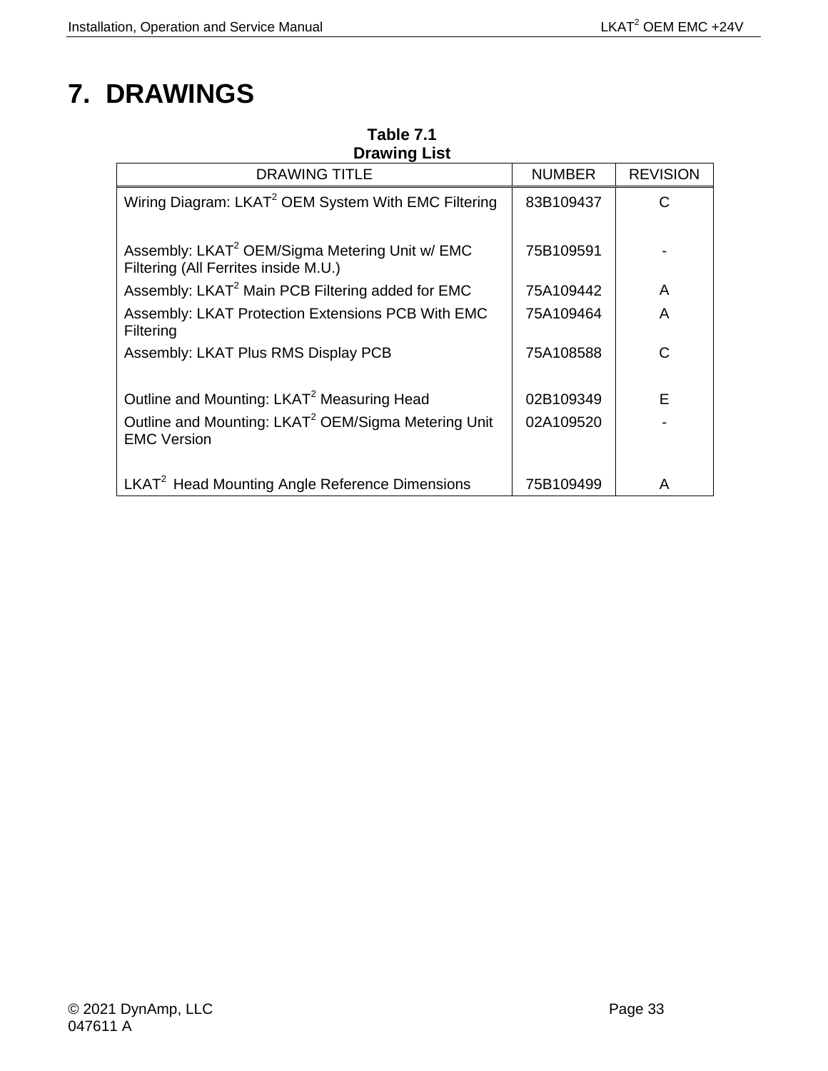# 7. DRAWINGS

**Table 7.1**
**Drawing List**

| DRAWING TITLE | NUMBER | REVISION |
|---|---|---|
| Wiring Diagram: LKAT$^2$ OEM System With EMC Filtering | 83B109437 | C |
| Assembly: LKAT$^2$ OEM/Sigma Metering Unit w/ EMC Filtering (All Ferrites inside M.U.) | 75B109591 | - |
| Assembly: LKAT$^2$ Main PCB Filtering added for EMC | 75A109442 | A |
| Assembly: LKAT Protection Extensions PCB With EMC Filtering | 75A109464 | A |
| Assembly: LKAT Plus RMS Display PCB | 75A108588 | C |
| Outline and Mounting: LKAT$^2$ Measuring Head | 02B109349 | E |
| Outline and Mounting: LKAT$^2$ OEM/Sigma Metering Unit EMC Version | 02A109520 | - |
| LKAT$^2$ Head Mounting Angle Reference Dimensions | 75B109499 | A |